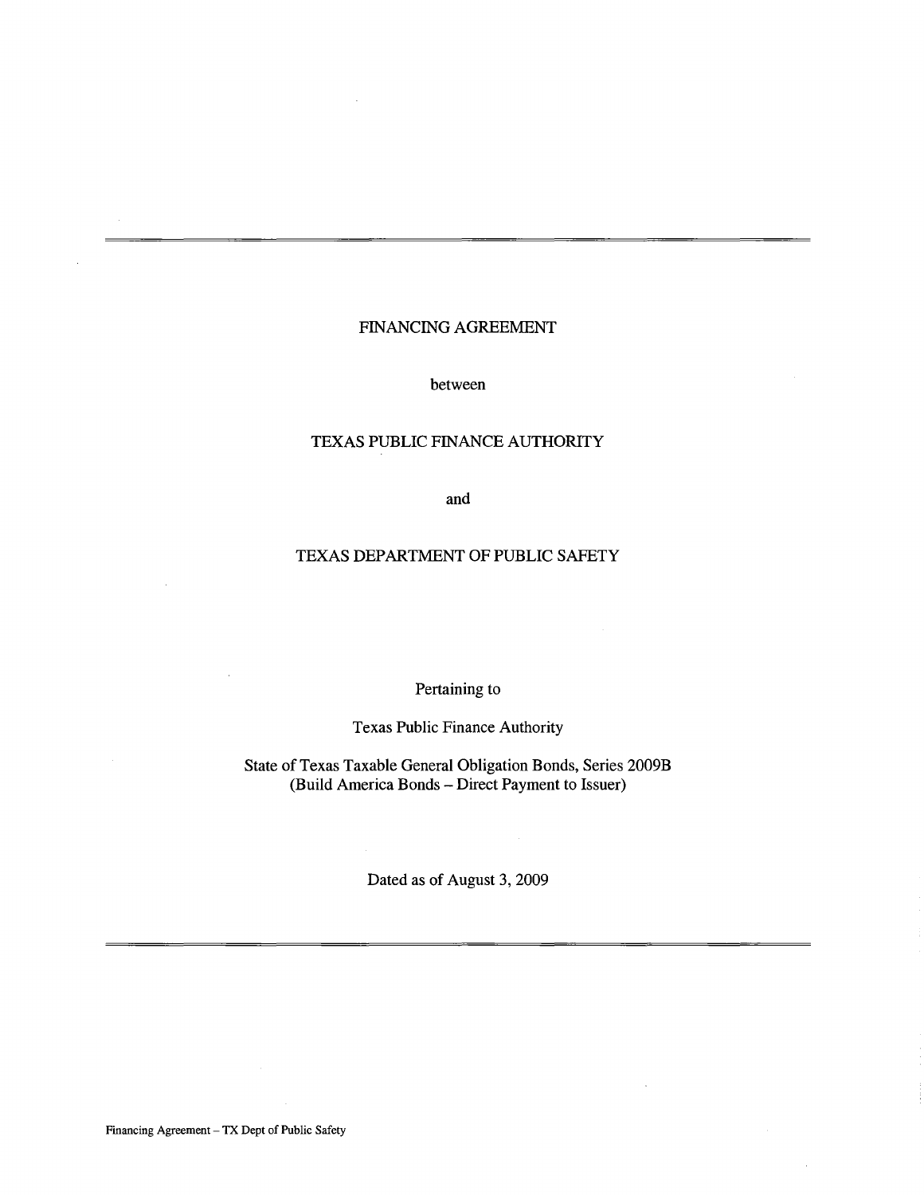# FINANCING AGREEMENT

between

TEXAS PUBLIC FINANCE AUTHORITY

and

TEXAS DEPARTMENT OF PUBLIC SAFETY

Pertaining to

Texas Public Finance Authority

State of Texas Taxable General Obligation Bonds, Series 2009B
(Build America Bonds – Direct Payment to Issuer)

Dated as of August 3, 2009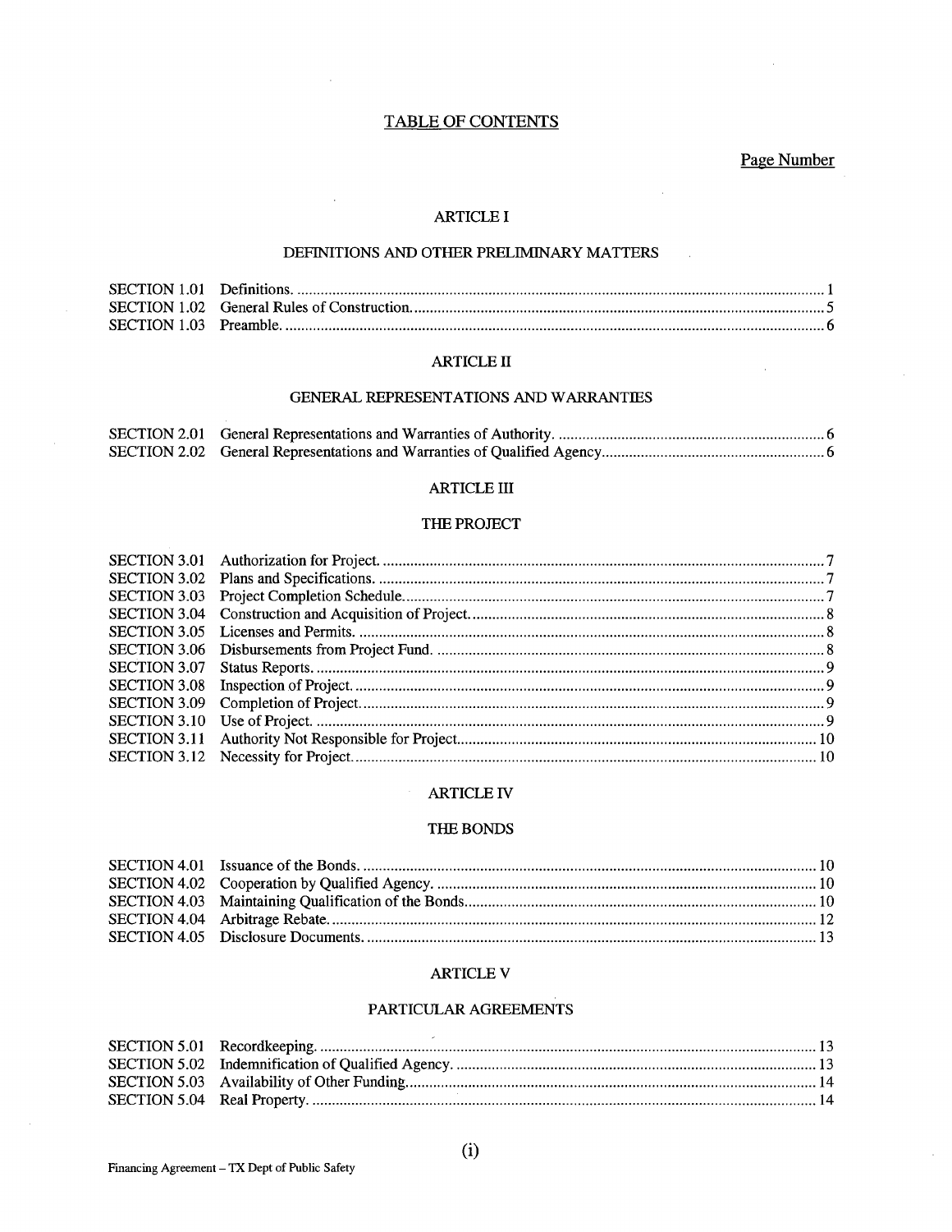# TABLE OF CONTENTS

Page Number

## ARTICLE I

### DEFINITIONS AND OTHER PRELIMINARY MATTERS

| | | |
|---|---|---|
| SECTION 1.01 | Definitions. | 1 |
| SECTION 1.02 | General Rules of Construction. | 5 |
| SECTION 1.03 | Preamble. | 6 |

## ARTICLE II

### GENERAL REPRESENTATIONS AND WARRANTIES

| | | |
|---|---|---|
| SECTION 2.01 | General Representations and Warranties of Authority. | 6 |
| SECTION 2.02 | General Representations and Warranties of Qualified Agency | 6 |

## ARTICLE III

### THE PROJECT

| | | |
|---|---|---|
| SECTION 3.01 | Authorization for Project. | 7 |
| SECTION 3.02 | Plans and Specifications. | 7 |
| SECTION 3.03 | Project Completion Schedule. | 7 |
| SECTION 3.04 | Construction and Acquisition of Project. | 8 |
| SECTION 3.05 | Licenses and Permits. | 8 |
| SECTION 3.06 | Disbursements from Project Fund. | 8 |
| SECTION 3.07 | Status Reports. | 9 |
| SECTION 3.08 | Inspection of Project. | 9 |
| SECTION 3.09 | Completion of Project. | 9 |
| SECTION 3.10 | Use of Project. | 9 |
| SECTION 3.11 | Authority Not Responsible for Project. | 10 |
| SECTION 3.12 | Necessity for Project. | 10 |

## ARTICLE IV

### THE BONDS

| | | |
|---|---|---|
| SECTION 4.01 | Issuance of the Bonds. | 10 |
| SECTION 4.02 | Cooperation by Qualified Agency. | 10 |
| SECTION 4.03 | Maintaining Qualification of the Bonds. | 10 |
| SECTION 4.04 | Arbitrage Rebate. | 12 |
| SECTION 4.05 | Disclosure Documents. | 13 |

## ARTICLE V

### PARTICULAR AGREEMENTS

| | | |
|---|---|---|
| SECTION 5.01 | Recordkeeping. | 13 |
| SECTION 5.02 | Indemnification of Qualified Agency. | 13 |
| SECTION 5.03 | Availability of Other Funding. | 14 |
| SECTION 5.04 | Real Property. | 14 |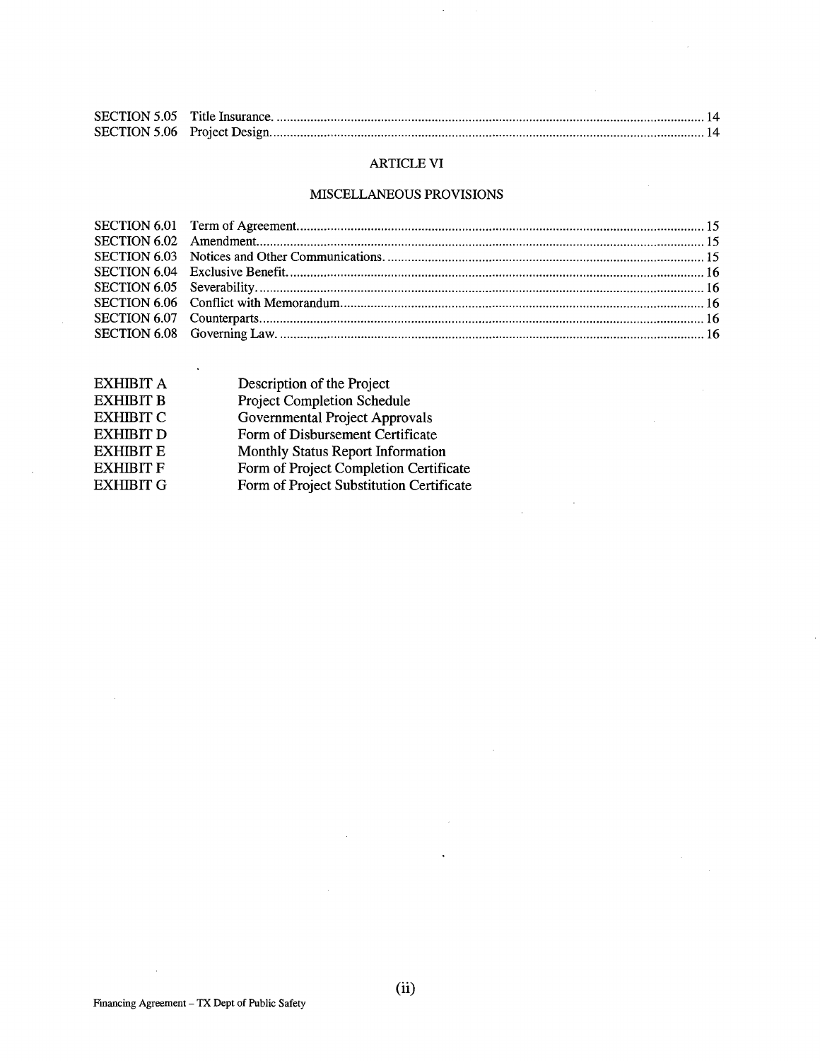| | | |
|---|---|---|
| SECTION 5.05 | Title Insurance. | 14 |
| SECTION 5.06 | Project Design. | 14 |

## ARTICLE VI

## MISCELLANEOUS PROVISIONS

| | | |
|---|---|---|
| SECTION 6.01 | Term of Agreement. | 15 |
| SECTION 6.02 | Amendment. | 15 |
| SECTION 6.03 | Notices and Other Communications. | 15 |
| SECTION 6.04 | Exclusive Benefit. | 16 |
| SECTION 6.05 | Severability. | 16 |
| SECTION 6.06 | Conflict with Memorandum. | 16 |
| SECTION 6.07 | Counterparts. | 16 |
| SECTION 6.08 | Governing Law. | 16 |

| | |
|---|---|
| EXHIBIT A | Description of the Project |
| EXHIBIT B | Project Completion Schedule |
| EXHIBIT C | Governmental Project Approvals |
| EXHIBIT D | Form of Disbursement Certificate |
| EXHIBIT E | Monthly Status Report Information |
| EXHIBIT F | Form of Project Completion Certificate |
| EXHIBIT G | Form of Project Substitution Certificate |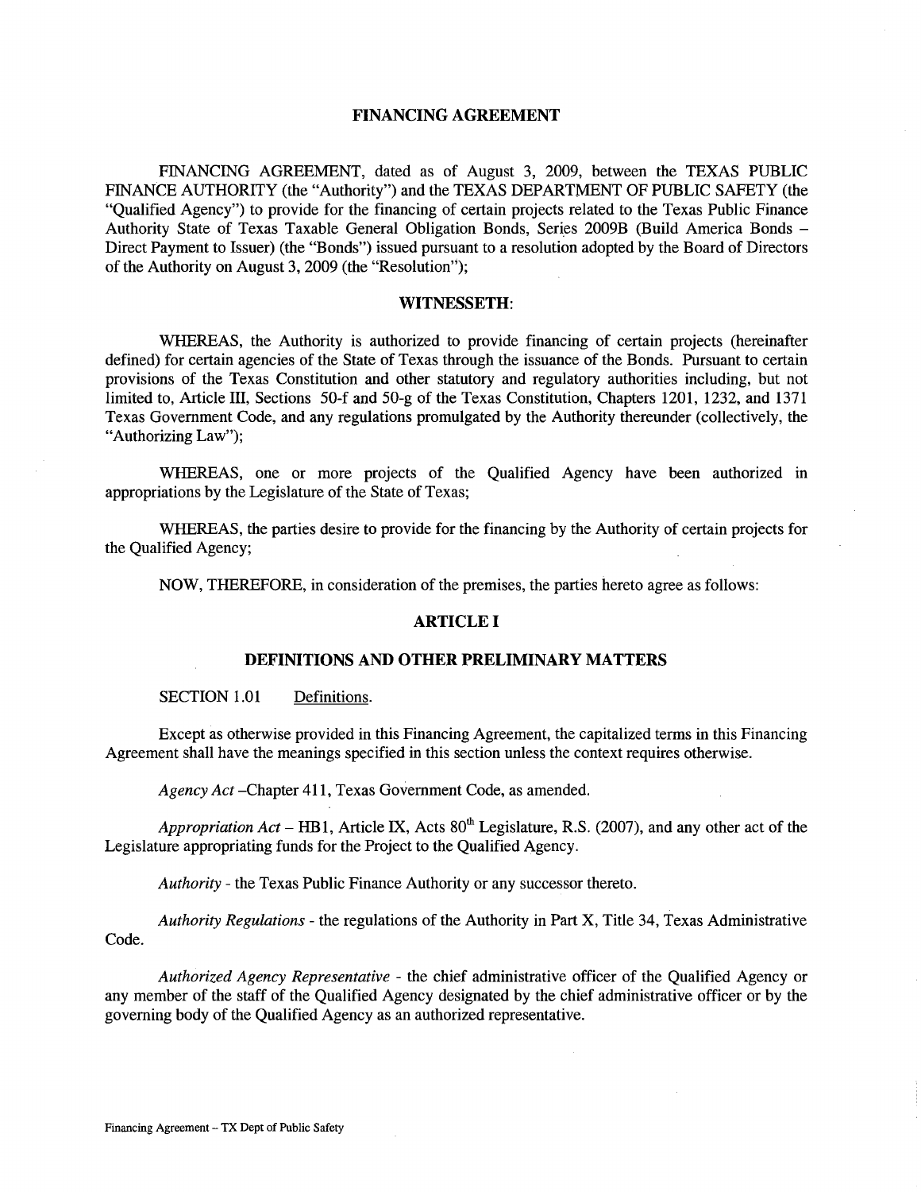# FINANCING AGREEMENT

FINANCING AGREEMENT, dated as of August 3, 2009, between the TEXAS PUBLIC FINANCE AUTHORITY (the "Authority") and the TEXAS DEPARTMENT OF PUBLIC SAFETY (the "Qualified Agency") to provide for the financing of certain projects related to the Texas Public Finance Authority State of Texas Taxable General Obligation Bonds, Series 2009B (Build America Bonds – Direct Payment to Issuer) (the "Bonds") issued pursuant to a resolution adopted by the Board of Directors of the Authority on August 3, 2009 (the "Resolution");

## WITNESSETH:

WHEREAS, the Authority is authorized to provide financing of certain projects (hereinafter defined) for certain agencies of the State of Texas through the issuance of the Bonds. Pursuant to certain provisions of the Texas Constitution and other statutory and regulatory authorities including, but not limited to, Article III, Sections 50-f and 50-g of the Texas Constitution, Chapters 1201, 1232, and 1371 Texas Government Code, and any regulations promulgated by the Authority thereunder (collectively, the "Authorizing Law");

WHEREAS, one or more projects of the Qualified Agency have been authorized in appropriations by the Legislature of the State of Texas;

WHEREAS, the parties desire to provide for the financing by the Authority of certain projects for the Qualified Agency;

NOW, THEREFORE, in consideration of the premises, the parties hereto agree as follows:

## ARTICLE I

## DEFINITIONS AND OTHER PRELIMINARY MATTERS

SECTION 1.01 Definitions.

Except as otherwise provided in this Financing Agreement, the capitalized terms in this Financing Agreement shall have the meanings specified in this section unless the context requires otherwise.

*Agency Act* –Chapter 411, Texas Government Code, as amended.

*Appropriation Act* – HB1, Article IX, Acts 80th Legislature, R.S. (2007), and any other act of the Legislature appropriating funds for the Project to the Qualified Agency.

*Authority* - the Texas Public Finance Authority or any successor thereto.

*Authority Regulations* - the regulations of the Authority in Part X, Title 34, Texas Administrative Code.

*Authorized Agency Representative* - the chief administrative officer of the Qualified Agency or any member of the staff of the Qualified Agency designated by the chief administrative officer or by the governing body of the Qualified Agency as an authorized representative.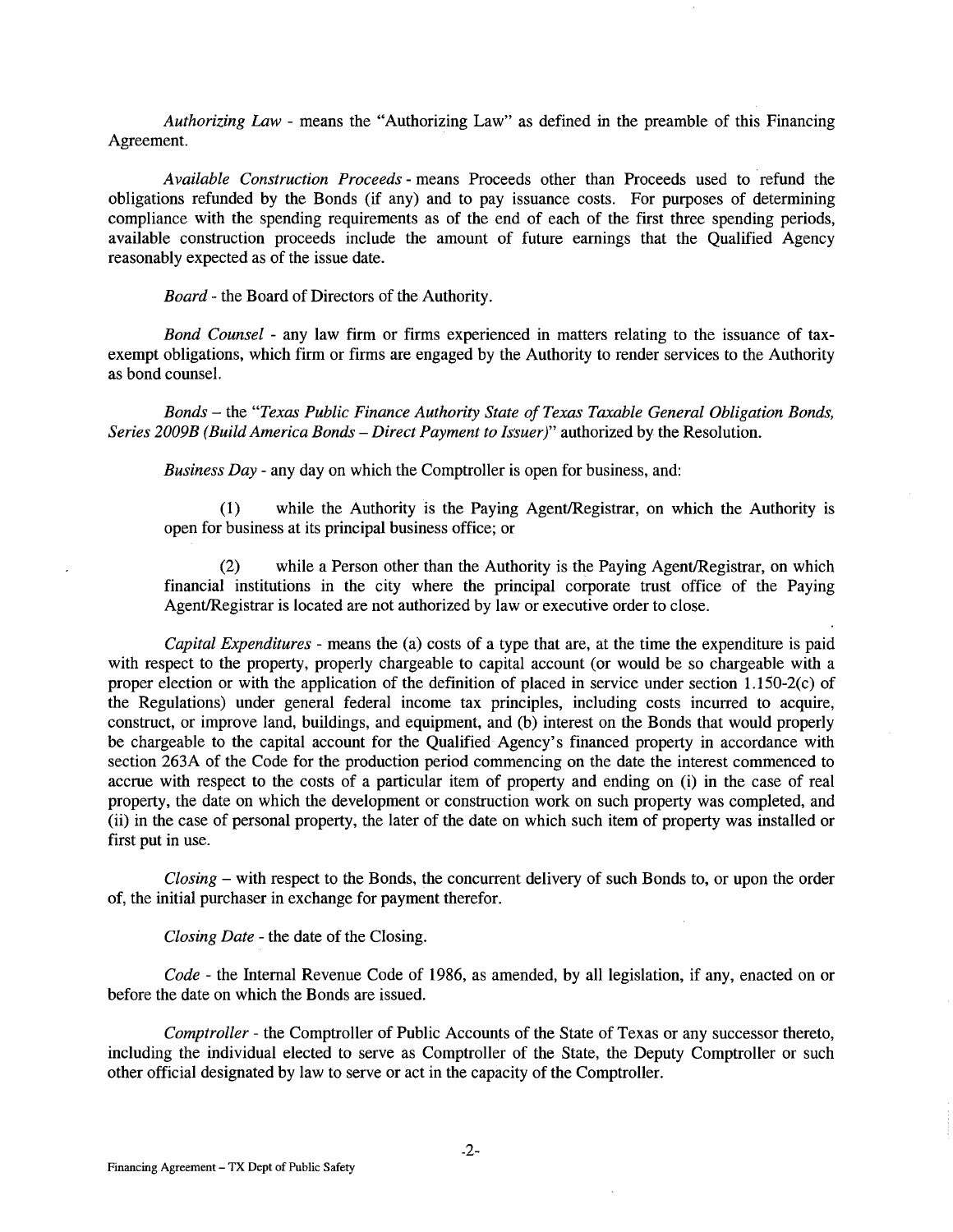*Authorizing Law* - means the "Authorizing Law" as defined in the preamble of this Financing Agreement.

*Available Construction Proceeds* - means Proceeds other than Proceeds used to refund the obligations refunded by the Bonds (if any) and to pay issuance costs. For purposes of determining compliance with the spending requirements as of the end of each of the first three spending periods, available construction proceeds include the amount of future earnings that the Qualified Agency reasonably expected as of the issue date.

*Board* - the Board of Directors of the Authority.

*Bond Counsel* - any law firm or firms experienced in matters relating to the issuance of tax-exempt obligations, which firm or firms are engaged by the Authority to render services to the Authority as bond counsel.

*Bonds* – the "*Texas Public Finance Authority State of Texas Taxable General Obligation Bonds, Series 2009B (Build America Bonds – Direct Payment to Issuer)*" authorized by the Resolution.

*Business Day* - any day on which the Comptroller is open for business, and:

(1) while the Authority is the Paying Agent/Registrar, on which the Authority is open for business at its principal business office; or

(2) while a Person other than the Authority is the Paying Agent/Registrar, on which financial institutions in the city where the principal corporate trust office of the Paying Agent/Registrar is located are not authorized by law or executive order to close.

*Capital Expenditures* - means the (a) costs of a type that are, at the time the expenditure is paid with respect to the property, properly chargeable to capital account (or would be so chargeable with a proper election or with the application of the definition of placed in service under section 1.150-2(c) of the Regulations) under general federal income tax principles, including costs incurred to acquire, construct, or improve land, buildings, and equipment, and (b) interest on the Bonds that would properly be chargeable to the capital account for the Qualified Agency's financed property in accordance with section 263A of the Code for the production period commencing on the date the interest commenced to accrue with respect to the costs of a particular item of property and ending on (i) in the case of real property, the date on which the development or construction work on such property was completed, and (ii) in the case of personal property, the later of the date on which such item of property was installed or first put in use.

*Closing* – with respect to the Bonds, the concurrent delivery of such Bonds to, or upon the order of, the initial purchaser in exchange for payment therefor.

*Closing Date* - the date of the Closing.

*Code* - the Internal Revenue Code of 1986, as amended, by all legislation, if any, enacted on or before the date on which the Bonds are issued.

*Comptroller* - the Comptroller of Public Accounts of the State of Texas or any successor thereto, including the individual elected to serve as Comptroller of the State, the Deputy Comptroller or such other official designated by law to serve or act in the capacity of the Comptroller.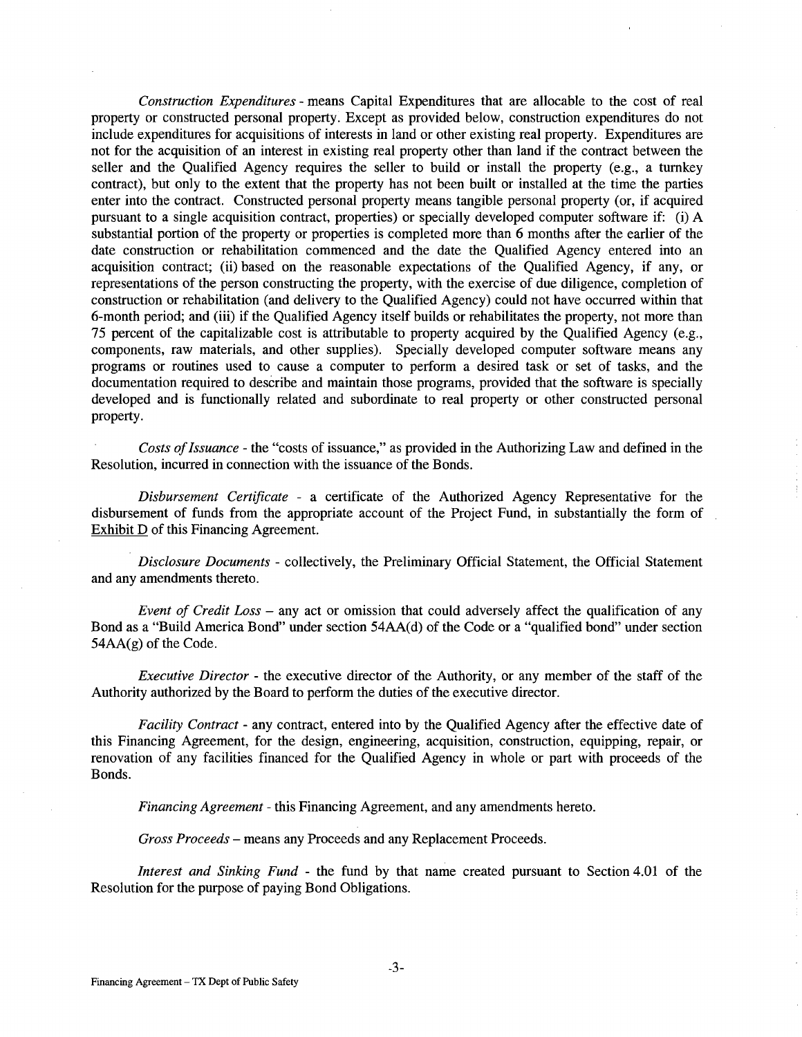*Construction Expenditures* - means Capital Expenditures that are allocable to the cost of real property or constructed personal property. Except as provided below, construction expenditures do not include expenditures for acquisitions of interests in land or other existing real property. Expenditures are not for the acquisition of an interest in existing real property other than land if the contract between the seller and the Qualified Agency requires the seller to build or install the property (e.g., a turnkey contract), but only to the extent that the property has not been built or installed at the time the parties enter into the contract. Constructed personal property means tangible personal property (or, if acquired pursuant to a single acquisition contract, properties) or specially developed computer software if: (i) A substantial portion of the property or properties is completed more than 6 months after the earlier of the date construction or rehabilitation commenced and the date the Qualified Agency entered into an acquisition contract; (ii) based on the reasonable expectations of the Qualified Agency, if any, or representations of the person constructing the property, with the exercise of due diligence, completion of construction or rehabilitation (and delivery to the Qualified Agency) could not have occurred within that 6-month period; and (iii) if the Qualified Agency itself builds or rehabilitates the property, not more than 75 percent of the capitalizable cost is attributable to property acquired by the Qualified Agency (e.g., components, raw materials, and other supplies). Specially developed computer software means any programs or routines used to cause a computer to perform a desired task or set of tasks, and the documentation required to describe and maintain those programs, provided that the software is specially developed and is functionally related and subordinate to real property or other constructed personal property.

*Costs of Issuance* - the "costs of issuance," as provided in the Authorizing Law and defined in the Resolution, incurred in connection with the issuance of the Bonds.

*Disbursement Certificate* - a certificate of the Authorized Agency Representative for the disbursement of funds from the appropriate account of the Project Fund, in substantially the form of Exhibit D of this Financing Agreement.

*Disclosure Documents* - collectively, the Preliminary Official Statement, the Official Statement and any amendments thereto.

*Event of Credit Loss* – any act or omission that could adversely affect the qualification of any Bond as a "Build America Bond" under section 54AA(d) of the Code or a "qualified bond" under section 54AA(g) of the Code.

*Executive Director* - the executive director of the Authority, or any member of the staff of the Authority authorized by the Board to perform the duties of the executive director.

*Facility Contract* - any contract, entered into by the Qualified Agency after the effective date of this Financing Agreement, for the design, engineering, acquisition, construction, equipping, repair, or renovation of any facilities financed for the Qualified Agency in whole or part with proceeds of the Bonds.

*Financing Agreement* - this Financing Agreement, and any amendments hereto.

*Gross Proceeds* – means any Proceeds and any Replacement Proceeds.

*Interest and Sinking Fund* - the fund by that name created pursuant to Section 4.01 of the Resolution for the purpose of paying Bond Obligations.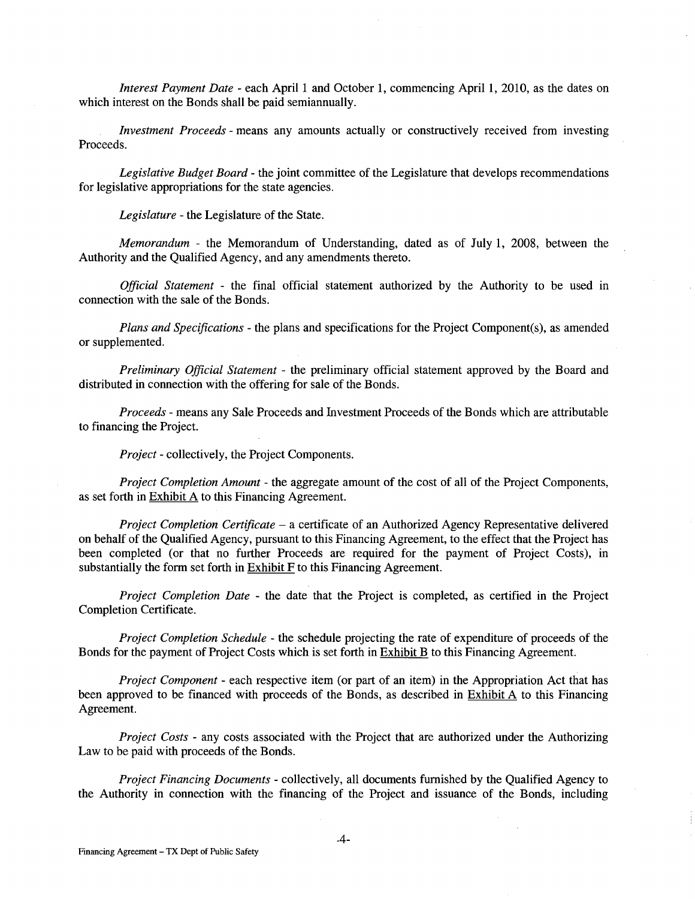*Interest Payment Date* - each April 1 and October 1, commencing April 1, 2010, as the dates on which interest on the Bonds shall be paid semiannually.

*Investment Proceeds* - means any amounts actually or constructively received from investing Proceeds.

*Legislative Budget Board* - the joint committee of the Legislature that develops recommendations for legislative appropriations for the state agencies.

*Legislature* - the Legislature of the State.

*Memorandum* - the Memorandum of Understanding, dated as of July 1, 2008, between the Authority and the Qualified Agency, and any amendments thereto.

*Official Statement* - the final official statement authorized by the Authority to be used in connection with the sale of the Bonds.

*Plans and Specifications* - the plans and specifications for the Project Component(s), as amended or supplemented.

*Preliminary Official Statement* - the preliminary official statement approved by the Board and distributed in connection with the offering for sale of the Bonds.

*Proceeds* - means any Sale Proceeds and Investment Proceeds of the Bonds which are attributable to financing the Project.

*Project* - collectively, the Project Components.

*Project Completion Amount* - the aggregate amount of the cost of all of the Project Components, as set forth in Exhibit A to this Financing Agreement.

*Project Completion Certificate* – a certificate of an Authorized Agency Representative delivered on behalf of the Qualified Agency, pursuant to this Financing Agreement, to the effect that the Project has been completed (or that no further Proceeds are required for the payment of Project Costs), in substantially the form set forth in Exhibit F to this Financing Agreement.

*Project Completion Date* - the date that the Project is completed, as certified in the Project Completion Certificate.

*Project Completion Schedule* - the schedule projecting the rate of expenditure of proceeds of the Bonds for the payment of Project Costs which is set forth in Exhibit B to this Financing Agreement.

*Project Component* - each respective item (or part of an item) in the Appropriation Act that has been approved to be financed with proceeds of the Bonds, as described in Exhibit A to this Financing Agreement.

*Project Costs* - any costs associated with the Project that are authorized under the Authorizing Law to be paid with proceeds of the Bonds.

*Project Financing Documents* - collectively, all documents furnished by the Qualified Agency to the Authority in connection with the financing of the Project and issuance of the Bonds, including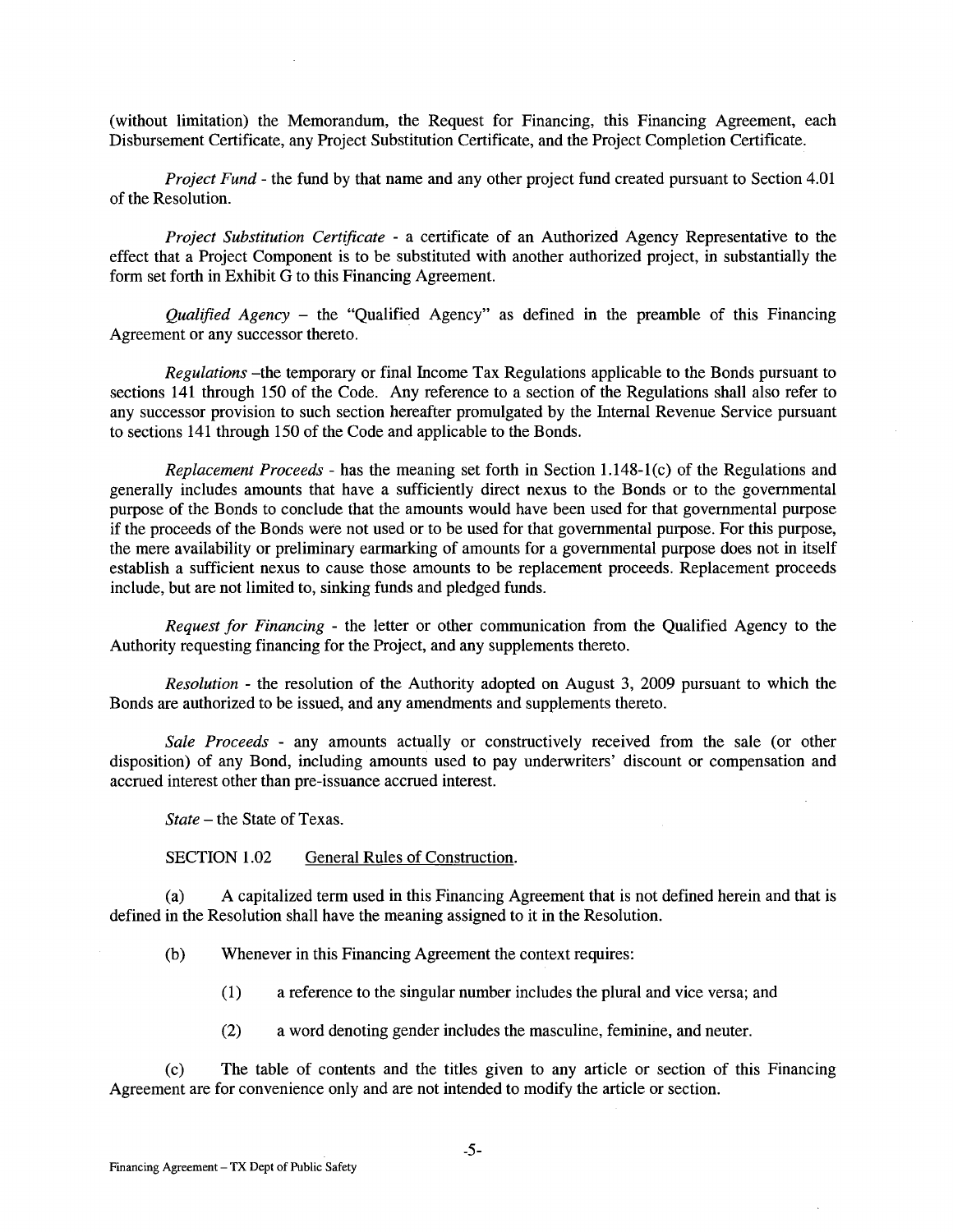(without limitation) the Memorandum, the Request for Financing, this Financing Agreement, each Disbursement Certificate, any Project Substitution Certificate, and the Project Completion Certificate.

*Project Fund* - the fund by that name and any other project fund created pursuant to Section 4.01 of the Resolution.

*Project Substitution Certificate* - a certificate of an Authorized Agency Representative to the effect that a Project Component is to be substituted with another authorized project, in substantially the form set forth in Exhibit G to this Financing Agreement.

*Qualified Agency* – the "Qualified Agency" as defined in the preamble of this Financing Agreement or any successor thereto.

*Regulations* –the temporary or final Income Tax Regulations applicable to the Bonds pursuant to sections 141 through 150 of the Code. Any reference to a section of the Regulations shall also refer to any successor provision to such section hereafter promulgated by the Internal Revenue Service pursuant to sections 141 through 150 of the Code and applicable to the Bonds.

*Replacement Proceeds* - has the meaning set forth in Section 1.148-1(c) of the Regulations and generally includes amounts that have a sufficiently direct nexus to the Bonds or to the governmental purpose of the Bonds to conclude that the amounts would have been used for that governmental purpose if the proceeds of the Bonds were not used or to be used for that governmental purpose. For this purpose, the mere availability or preliminary earmarking of amounts for a governmental purpose does not in itself establish a sufficient nexus to cause those amounts to be replacement proceeds. Replacement proceeds include, but are not limited to, sinking funds and pledged funds.

*Request for Financing* - the letter or other communication from the Qualified Agency to the Authority requesting financing for the Project, and any supplements thereto.

*Resolution* - the resolution of the Authority adopted on August 3, 2009 pursuant to which the Bonds are authorized to be issued, and any amendments and supplements thereto.

*Sale Proceeds* - any amounts actually or constructively received from the sale (or other disposition) of any Bond, including amounts used to pay underwriters' discount or compensation and accrued interest other than pre-issuance accrued interest.

*State* – the State of Texas.

SECTION 1.02 General Rules of Construction.

(a) A capitalized term used in this Financing Agreement that is not defined herein and that is defined in the Resolution shall have the meaning assigned to it in the Resolution.

(b) Whenever in this Financing Agreement the context requires:

(1) a reference to the singular number includes the plural and vice versa; and

(2) a word denoting gender includes the masculine, feminine, and neuter.

(c) The table of contents and the titles given to any article or section of this Financing Agreement are for convenience only and are not intended to modify the article or section.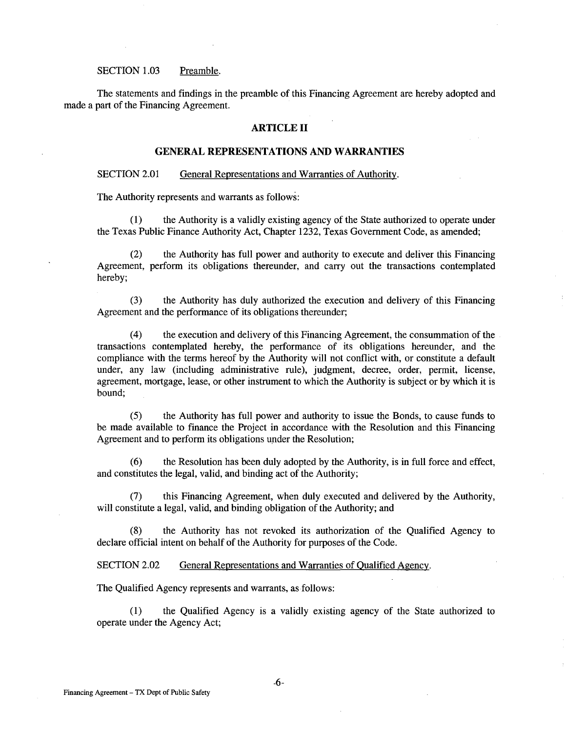SECTION 1.03 Preamble.

The statements and findings in the preamble of this Financing Agreement are hereby adopted and made a part of the Financing Agreement.

## ARTICLE II

## GENERAL REPRESENTATIONS AND WARRANTIES

SECTION 2.01 General Representations and Warranties of Authority.

The Authority represents and warrants as follows:

(1) the Authority is a validly existing agency of the State authorized to operate under the Texas Public Finance Authority Act, Chapter 1232, Texas Government Code, as amended;

(2) the Authority has full power and authority to execute and deliver this Financing Agreement, perform its obligations thereunder, and carry out the transactions contemplated hereby;

(3) the Authority has duly authorized the execution and delivery of this Financing Agreement and the performance of its obligations thereunder;

(4) the execution and delivery of this Financing Agreement, the consummation of the transactions contemplated hereby, the performance of its obligations hereunder, and the compliance with the terms hereof by the Authority will not conflict with, or constitute a default under, any law (including administrative rule), judgment, decree, order, permit, license, agreement, mortgage, lease, or other instrument to which the Authority is subject or by which it is bound;

(5) the Authority has full power and authority to issue the Bonds, to cause funds to be made available to finance the Project in accordance with the Resolution and this Financing Agreement and to perform its obligations under the Resolution;

(6) the Resolution has been duly adopted by the Authority, is in full force and effect, and constitutes the legal, valid, and binding act of the Authority;

(7) this Financing Agreement, when duly executed and delivered by the Authority, will constitute a legal, valid, and binding obligation of the Authority; and

(8) the Authority has not revoked its authorization of the Qualified Agency to declare official intent on behalf of the Authority for purposes of the Code.

SECTION 2.02 General Representations and Warranties of Qualified Agency.

The Qualified Agency represents and warrants, as follows:

(1) the Qualified Agency is a validly existing agency of the State authorized to operate under the Agency Act;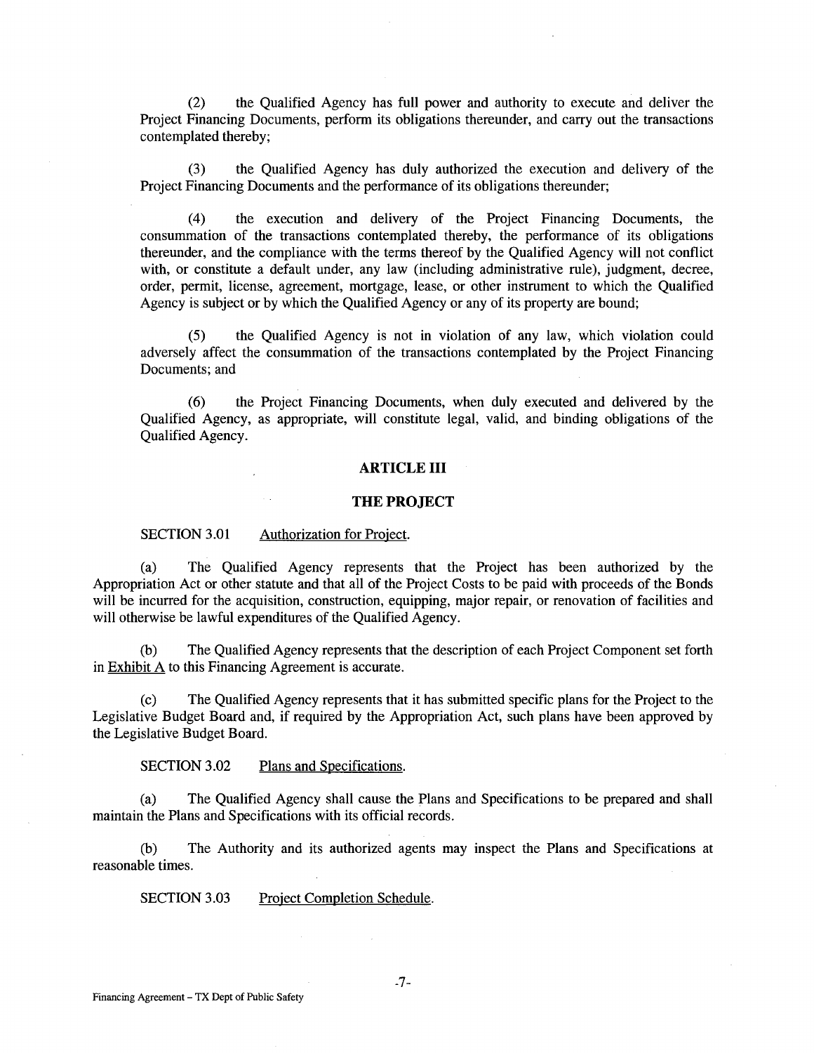(2) the Qualified Agency has full power and authority to execute and deliver the Project Financing Documents, perform its obligations thereunder, and carry out the transactions contemplated thereby;

(3) the Qualified Agency has duly authorized the execution and delivery of the Project Financing Documents and the performance of its obligations thereunder;

(4) the execution and delivery of the Project Financing Documents, the consummation of the transactions contemplated thereby, the performance of its obligations thereunder, and the compliance with the terms thereof by the Qualified Agency will not conflict with, or constitute a default under, any law (including administrative rule), judgment, decree, order, permit, license, agreement, mortgage, lease, or other instrument to which the Qualified Agency is subject or by which the Qualified Agency or any of its property are bound;

(5) the Qualified Agency is not in violation of any law, which violation could adversely affect the consummation of the transactions contemplated by the Project Financing Documents; and

(6) the Project Financing Documents, when duly executed and delivered by the Qualified Agency, as appropriate, will constitute legal, valid, and binding obligations of the Qualified Agency.

## ARTICLE III

## THE PROJECT

SECTION 3.01 Authorization for Project.

(a) The Qualified Agency represents that the Project has been authorized by the Appropriation Act or other statute and that all of the Project Costs to be paid with proceeds of the Bonds will be incurred for the acquisition, construction, equipping, major repair, or renovation of facilities and will otherwise be lawful expenditures of the Qualified Agency.

(b) The Qualified Agency represents that the description of each Project Component set forth in Exhibit A to this Financing Agreement is accurate.

(c) The Qualified Agency represents that it has submitted specific plans for the Project to the Legislative Budget Board and, if required by the Appropriation Act, such plans have been approved by the Legislative Budget Board.

SECTION 3.02 Plans and Specifications.

(a) The Qualified Agency shall cause the Plans and Specifications to be prepared and shall maintain the Plans and Specifications with its official records.

(b) The Authority and its authorized agents may inspect the Plans and Specifications at reasonable times.

SECTION 3.03 Project Completion Schedule.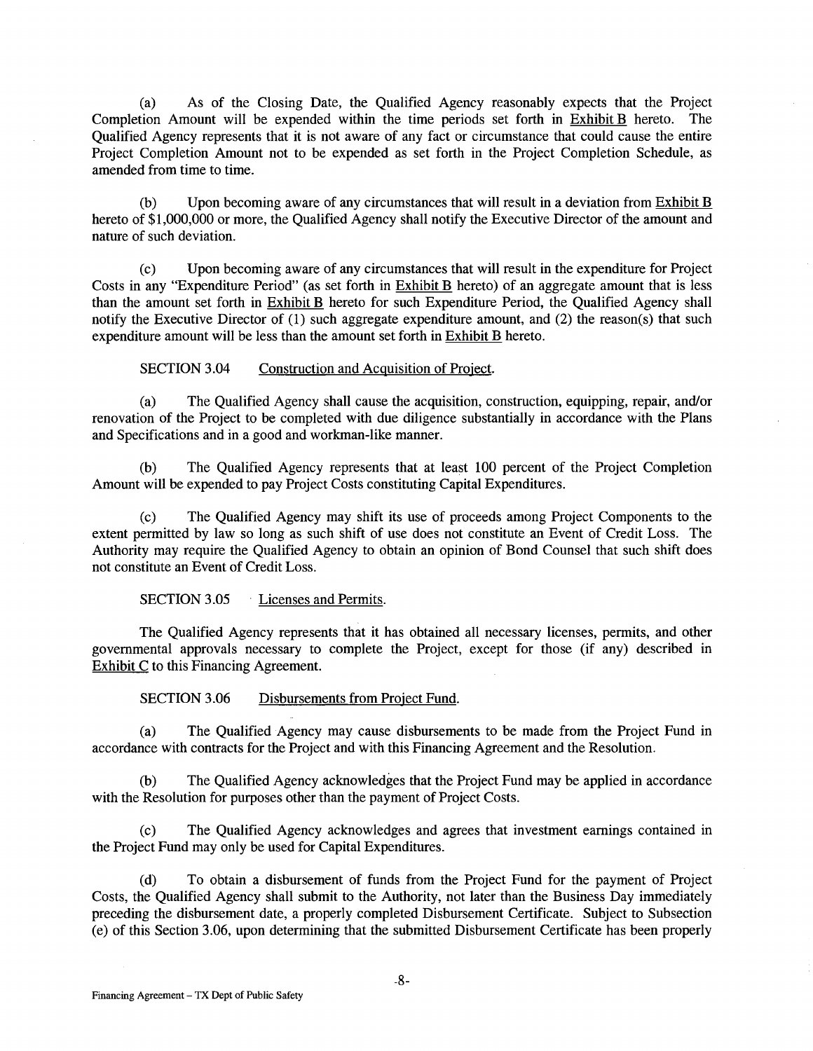(a) As of the Closing Date, the Qualified Agency reasonably expects that the Project Completion Amount will be expended within the time periods set forth in Exhibit B hereto. The Qualified Agency represents that it is not aware of any fact or circumstance that could cause the entire Project Completion Amount not to be expended as set forth in the Project Completion Schedule, as amended from time to time.

(b) Upon becoming aware of any circumstances that will result in a deviation from Exhibit B hereto of $1,000,000 or more, the Qualified Agency shall notify the Executive Director of the amount and nature of such deviation.

(c) Upon becoming aware of any circumstances that will result in the expenditure for Project Costs in any "Expenditure Period" (as set forth in Exhibit B hereto) of an aggregate amount that is less than the amount set forth in Exhibit B hereto for such Expenditure Period, the Qualified Agency shall notify the Executive Director of (1) such aggregate expenditure amount, and (2) the reason(s) that such expenditure amount will be less than the amount set forth in Exhibit B hereto.

SECTION 3.04 Construction and Acquisition of Project.

(a) The Qualified Agency shall cause the acquisition, construction, equipping, repair, and/or renovation of the Project to be completed with due diligence substantially in accordance with the Plans and Specifications and in a good and workman-like manner.

(b) The Qualified Agency represents that at least 100 percent of the Project Completion Amount will be expended to pay Project Costs constituting Capital Expenditures.

(c) The Qualified Agency may shift its use of proceeds among Project Components to the extent permitted by law so long as such shift of use does not constitute an Event of Credit Loss. The Authority may require the Qualified Agency to obtain an opinion of Bond Counsel that such shift does not constitute an Event of Credit Loss.

SECTION 3.05 Licenses and Permits.

The Qualified Agency represents that it has obtained all necessary licenses, permits, and other governmental approvals necessary to complete the Project, except for those (if any) described in Exhibit C to this Financing Agreement.

SECTION 3.06 Disbursements from Project Fund.

(a) The Qualified Agency may cause disbursements to be made from the Project Fund in accordance with contracts for the Project and with this Financing Agreement and the Resolution.

(b) The Qualified Agency acknowledges that the Project Fund may be applied in accordance with the Resolution for purposes other than the payment of Project Costs.

(c) The Qualified Agency acknowledges and agrees that investment earnings contained in the Project Fund may only be used for Capital Expenditures.

(d) To obtain a disbursement of funds from the Project Fund for the payment of Project Costs, the Qualified Agency shall submit to the Authority, not later than the Business Day immediately preceding the disbursement date, a properly completed Disbursement Certificate. Subject to Subsection (e) of this Section 3.06, upon determining that the submitted Disbursement Certificate has been properly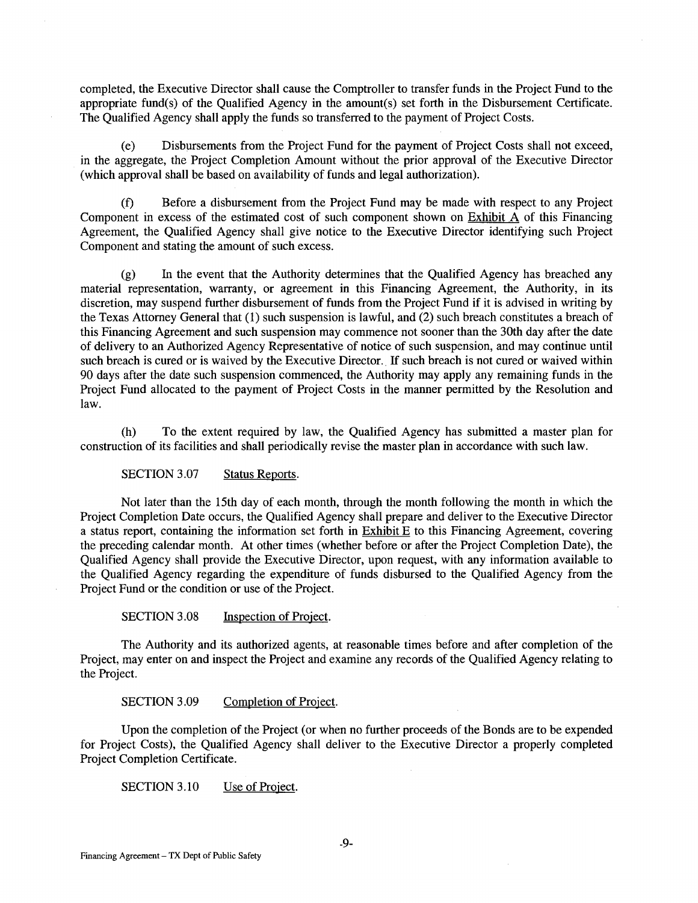completed, the Executive Director shall cause the Comptroller to transfer funds in the Project Fund to the appropriate fund(s) of the Qualified Agency in the amount(s) set forth in the Disbursement Certificate. The Qualified Agency shall apply the funds so transferred to the payment of Project Costs.

(e) Disbursements from the Project Fund for the payment of Project Costs shall not exceed, in the aggregate, the Project Completion Amount without the prior approval of the Executive Director (which approval shall be based on availability of funds and legal authorization).

(f) Before a disbursement from the Project Fund may be made with respect to any Project Component in excess of the estimated cost of such component shown on Exhibit A of this Financing Agreement, the Qualified Agency shall give notice to the Executive Director identifying such Project Component and stating the amount of such excess.

(g) In the event that the Authority determines that the Qualified Agency has breached any material representation, warranty, or agreement in this Financing Agreement, the Authority, in its discretion, may suspend further disbursement of funds from the Project Fund if it is advised in writing by the Texas Attorney General that (1) such suspension is lawful, and (2) such breach constitutes a breach of this Financing Agreement and such suspension may commence not sooner than the 30th day after the date of delivery to an Authorized Agency Representative of notice of such suspension, and may continue until such breach is cured or is waived by the Executive Director. If such breach is not cured or waived within 90 days after the date such suspension commenced, the Authority may apply any remaining funds in the Project Fund allocated to the payment of Project Costs in the manner permitted by the Resolution and law.

(h) To the extent required by law, the Qualified Agency has submitted a master plan for construction of its facilities and shall periodically revise the master plan in accordance with such law.

SECTION 3.07 Status Reports.

Not later than the 15th day of each month, through the month following the month in which the Project Completion Date occurs, the Qualified Agency shall prepare and deliver to the Executive Director a status report, containing the information set forth in Exhibit E to this Financing Agreement, covering the preceding calendar month. At other times (whether before or after the Project Completion Date), the Qualified Agency shall provide the Executive Director, upon request, with any information available to the Qualified Agency regarding the expenditure of funds disbursed to the Qualified Agency from the Project Fund or the condition or use of the Project.

SECTION 3.08 Inspection of Project.

The Authority and its authorized agents, at reasonable times before and after completion of the Project, may enter on and inspect the Project and examine any records of the Qualified Agency relating to the Project.

SECTION 3.09 Completion of Project.

Upon the completion of the Project (or when no further proceeds of the Bonds are to be expended for Project Costs), the Qualified Agency shall deliver to the Executive Director a properly completed Project Completion Certificate.

SECTION 3.10 Use of Project.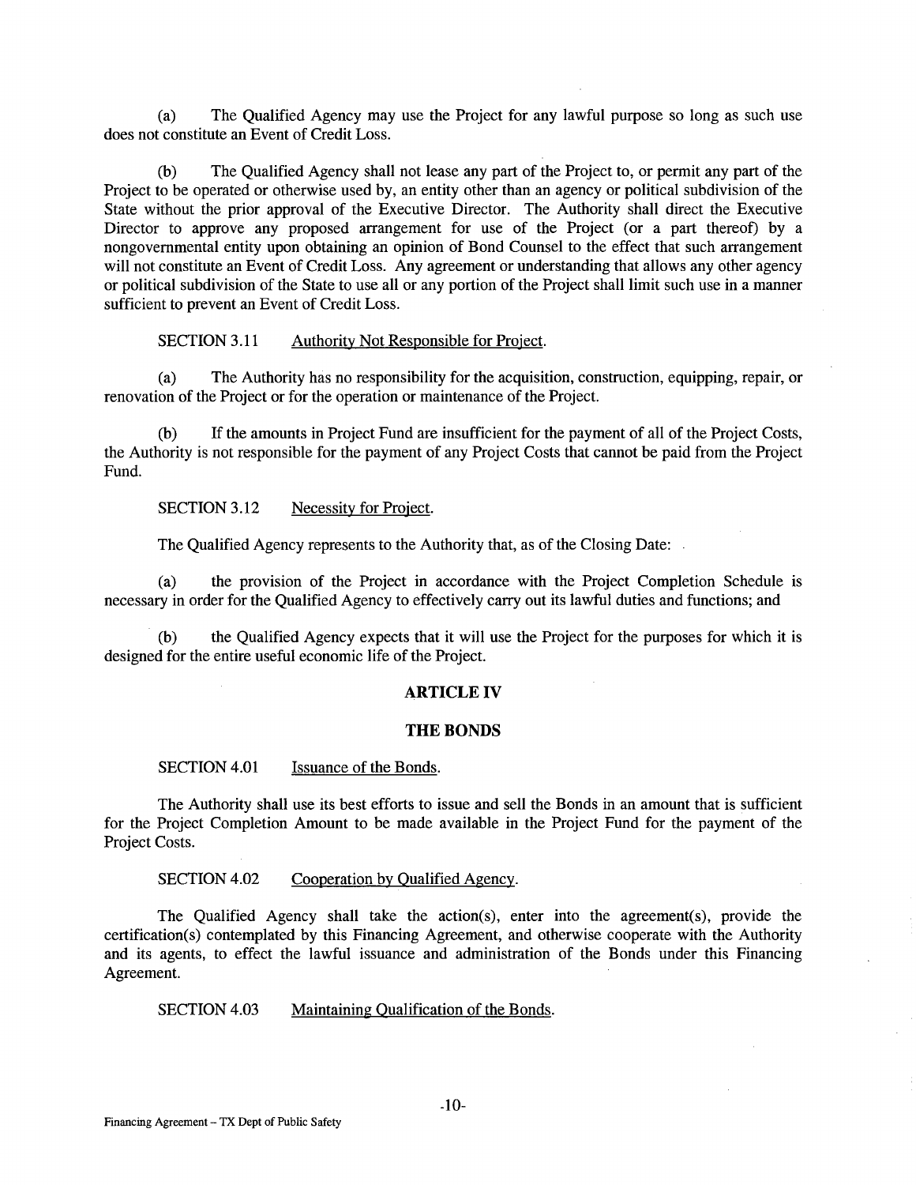(a) The Qualified Agency may use the Project for any lawful purpose so long as such use does not constitute an Event of Credit Loss.

(b) The Qualified Agency shall not lease any part of the Project to, or permit any part of the Project to be operated or otherwise used by, an entity other than an agency or political subdivision of the State without the prior approval of the Executive Director. The Authority shall direct the Executive Director to approve any proposed arrangement for use of the Project (or a part thereof) by a nongovernmental entity upon obtaining an opinion of Bond Counsel to the effect that such arrangement will not constitute an Event of Credit Loss. Any agreement or understanding that allows any other agency or political subdivision of the State to use all or any portion of the Project shall limit such use in a manner sufficient to prevent an Event of Credit Loss.

SECTION 3.11 Authority Not Responsible for Project.

(a) The Authority has no responsibility for the acquisition, construction, equipping, repair, or renovation of the Project or for the operation or maintenance of the Project.

(b) If the amounts in Project Fund are insufficient for the payment of all of the Project Costs, the Authority is not responsible for the payment of any Project Costs that cannot be paid from the Project Fund.

SECTION 3.12 Necessity for Project.

The Qualified Agency represents to the Authority that, as of the Closing Date:

(a) the provision of the Project in accordance with the Project Completion Schedule is necessary in order for the Qualified Agency to effectively carry out its lawful duties and functions; and

(b) the Qualified Agency expects that it will use the Project for the purposes for which it is designed for the entire useful economic life of the Project.

## ARTICLE IV

## THE BONDS

SECTION 4.01 Issuance of the Bonds.

The Authority shall use its best efforts to issue and sell the Bonds in an amount that is sufficient for the Project Completion Amount to be made available in the Project Fund for the payment of the Project Costs.

SECTION 4.02 Cooperation by Qualified Agency.

The Qualified Agency shall take the action(s), enter into the agreement(s), provide the certification(s) contemplated by this Financing Agreement, and otherwise cooperate with the Authority and its agents, to effect the lawful issuance and administration of the Bonds under this Financing Agreement.

SECTION 4.03 Maintaining Qualification of the Bonds.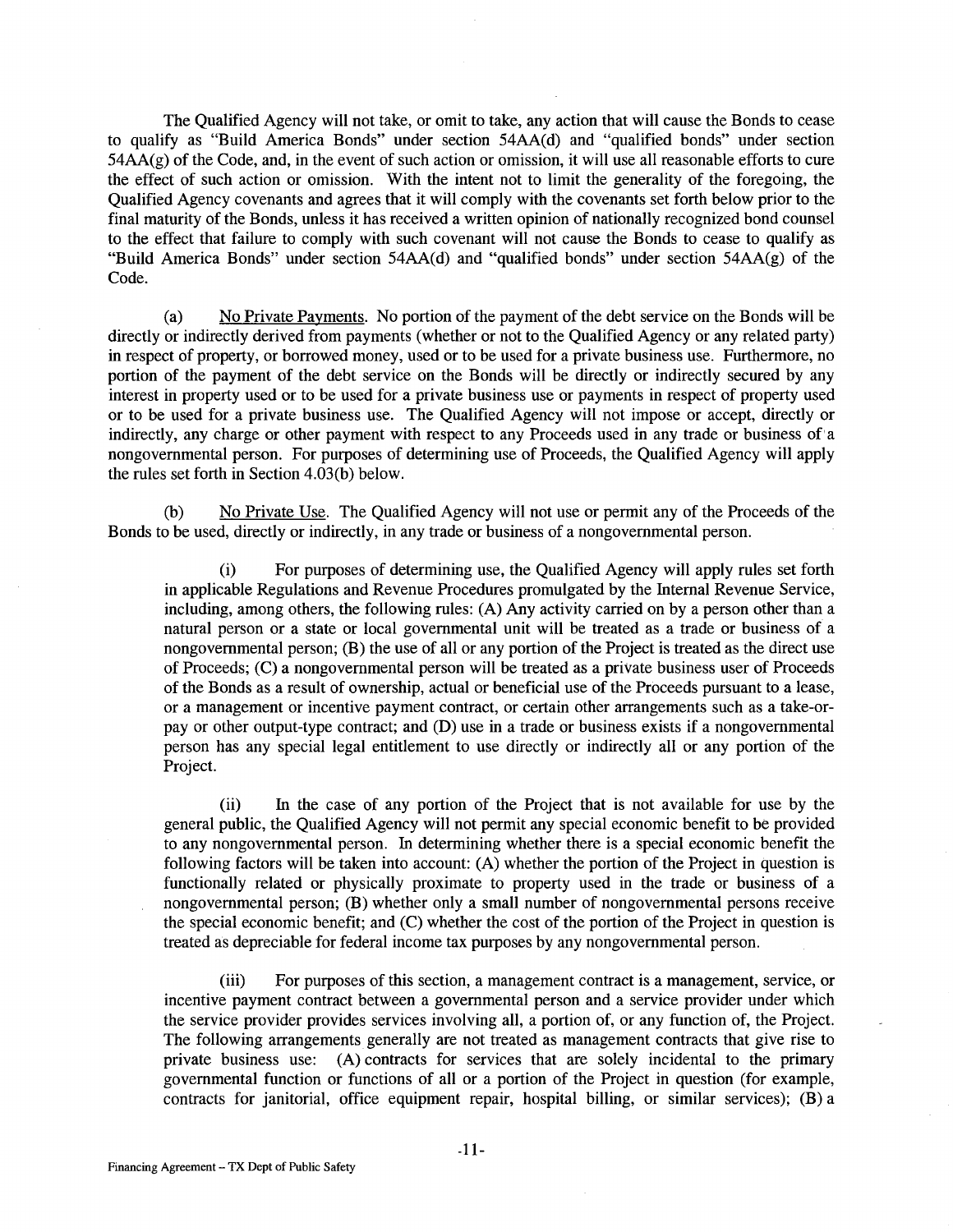The Qualified Agency will not take, or omit to take, any action that will cause the Bonds to cease to qualify as "Build America Bonds" under section 54AA(d) and "qualified bonds" under section 54AA(g) of the Code, and, in the event of such action or omission, it will use all reasonable efforts to cure the effect of such action or omission. With the intent not to limit the generality of the foregoing, the Qualified Agency covenants and agrees that it will comply with the covenants set forth below prior to the final maturity of the Bonds, unless it has received a written opinion of nationally recognized bond counsel to the effect that failure to comply with such covenant will not cause the Bonds to cease to qualify as "Build America Bonds" under section 54AA(d) and "qualified bonds" under section 54AA(g) of the Code.

(a) No Private Payments. No portion of the payment of the debt service on the Bonds will be directly or indirectly derived from payments (whether or not to the Qualified Agency or any related party) in respect of property, or borrowed money, used or to be used for a private business use. Furthermore, no portion of the payment of the debt service on the Bonds will be directly or indirectly secured by any interest in property used or to be used for a private business use or payments in respect of property used or to be used for a private business use. The Qualified Agency will not impose or accept, directly or indirectly, any charge or other payment with respect to any Proceeds used in any trade or business of a nongovernmental person. For purposes of determining use of Proceeds, the Qualified Agency will apply the rules set forth in Section 4.03(b) below.

(b) No Private Use. The Qualified Agency will not use or permit any of the Proceeds of the Bonds to be used, directly or indirectly, in any trade or business of a nongovernmental person.

(i) For purposes of determining use, the Qualified Agency will apply rules set forth in applicable Regulations and Revenue Procedures promulgated by the Internal Revenue Service, including, among others, the following rules: (A) Any activity carried on by a person other than a natural person or a state or local governmental unit will be treated as a trade or business of a nongovernmental person; (B) the use of all or any portion of the Project is treated as the direct use of Proceeds; (C) a nongovernmental person will be treated as a private business user of Proceeds of the Bonds as a result of ownership, actual or beneficial use of the Proceeds pursuant to a lease, or a management or incentive payment contract, or certain other arrangements such as a take-or-pay or other output-type contract; and (D) use in a trade or business exists if a nongovernmental person has any special legal entitlement to use directly or indirectly all or any portion of the Project.

(ii) In the case of any portion of the Project that is not available for use by the general public, the Qualified Agency will not permit any special economic benefit to be provided to any nongovernmental person. In determining whether there is a special economic benefit the following factors will be taken into account: (A) whether the portion of the Project in question is functionally related or physically proximate to property used in the trade or business of a nongovernmental person; (B) whether only a small number of nongovernmental persons receive the special economic benefit; and (C) whether the cost of the portion of the Project in question is treated as depreciable for federal income tax purposes by any nongovernmental person.

(iii) For purposes of this section, a management contract is a management, service, or incentive payment contract between a governmental person and a service provider under which the service provider provides services involving all, a portion of, or any function of, the Project. The following arrangements generally are not treated as management contracts that give rise to private business use: (A) contracts for services that are solely incidental to the primary governmental function or functions of all or a portion of the Project in question (for example, contracts for janitorial, office equipment repair, hospital billing, or similar services); (B) a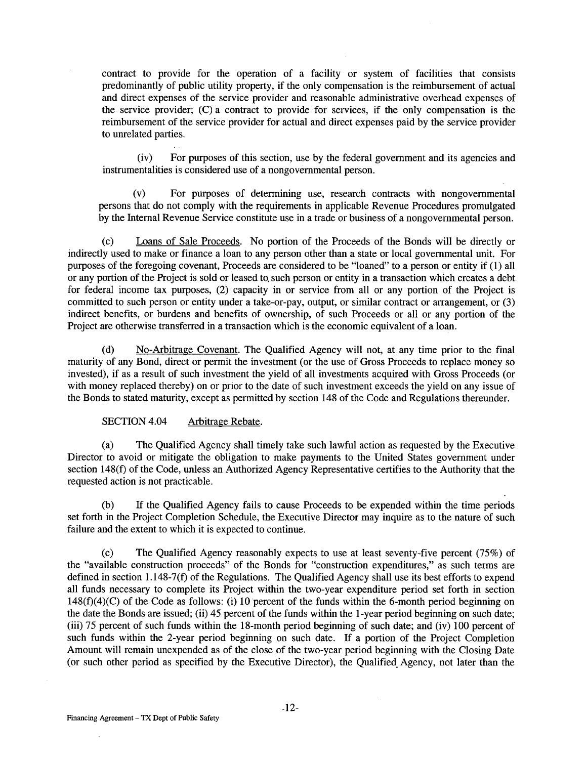contract to provide for the operation of a facility or system of facilities that consists predominantly of public utility property, if the only compensation is the reimbursement of actual and direct expenses of the service provider and reasonable administrative overhead expenses of the service provider; (C) a contract to provide for services, if the only compensation is the reimbursement of the service provider for actual and direct expenses paid by the service provider to unrelated parties.

(iv) For purposes of this section, use by the federal government and its agencies and instrumentalities is considered use of a nongovernmental person.

(v) For purposes of determining use, research contracts with nongovernmental persons that do not comply with the requirements in applicable Revenue Procedures promulgated by the Internal Revenue Service constitute use in a trade or business of a nongovernmental person.

(c) Loans of Sale Proceeds. No portion of the Proceeds of the Bonds will be directly or indirectly used to make or finance a loan to any person other than a state or local governmental unit. For purposes of the foregoing covenant, Proceeds are considered to be "loaned" to a person or entity if (1) all or any portion of the Project is sold or leased to such person or entity in a transaction which creates a debt for federal income tax purposes, (2) capacity in or service from all or any portion of the Project is committed to such person or entity under a take-or-pay, output, or similar contract or arrangement, or (3) indirect benefits, or burdens and benefits of ownership, of such Proceeds or all or any portion of the Project are otherwise transferred in a transaction which is the economic equivalent of a loan.

(d) No-Arbitrage Covenant. The Qualified Agency will not, at any time prior to the final maturity of any Bond, direct or permit the investment (or the use of Gross Proceeds to replace money so invested), if as a result of such investment the yield of all investments acquired with Gross Proceeds (or with money replaced thereby) on or prior to the date of such investment exceeds the yield on any issue of the Bonds to stated maturity, except as permitted by section 148 of the Code and Regulations thereunder.

SECTION 4.04 Arbitrage Rebate.

(a) The Qualified Agency shall timely take such lawful action as requested by the Executive Director to avoid or mitigate the obligation to make payments to the United States government under section 148(f) of the Code, unless an Authorized Agency Representative certifies to the Authority that the requested action is not practicable.

(b) If the Qualified Agency fails to cause Proceeds to be expended within the time periods set forth in the Project Completion Schedule, the Executive Director may inquire as to the nature of such failure and the extent to which it is expected to continue.

(c) The Qualified Agency reasonably expects to use at least seventy-five percent (75%) of the "available construction proceeds" of the Bonds for "construction expenditures," as such terms are defined in section 1.148-7(f) of the Regulations. The Qualified Agency shall use its best efforts to expend all funds necessary to complete its Project within the two-year expenditure period set forth in section 148(f)(4)(C) of the Code as follows: (i) 10 percent of the funds within the 6-month period beginning on the date the Bonds are issued; (ii) 45 percent of the funds within the 1-year period beginning on such date; (iii) 75 percent of such funds within the 18-month period beginning of such date; and (iv) 100 percent of such funds within the 2-year period beginning on such date. If a portion of the Project Completion Amount will remain unexpended as of the close of the two-year period beginning with the Closing Date (or such other period as specified by the Executive Director), the Qualified Agency, not later than the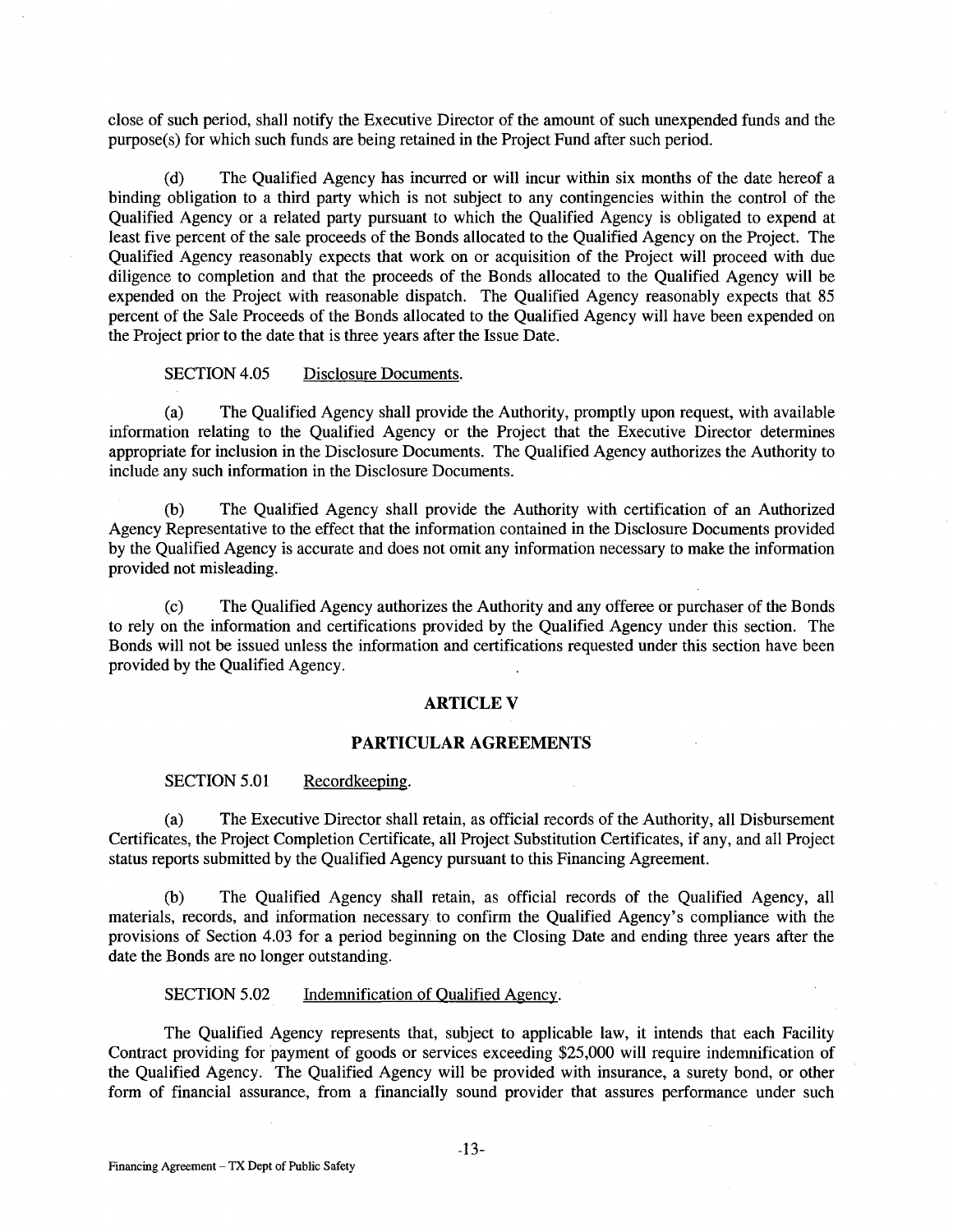close of such period, shall notify the Executive Director of the amount of such unexpended funds and the purpose(s) for which such funds are being retained in the Project Fund after such period.

(d) The Qualified Agency has incurred or will incur within six months of the date hereof a binding obligation to a third party which is not subject to any contingencies within the control of the Qualified Agency or a related party pursuant to which the Qualified Agency is obligated to expend at least five percent of the sale proceeds of the Bonds allocated to the Qualified Agency on the Project. The Qualified Agency reasonably expects that work on or acquisition of the Project will proceed with due diligence to completion and that the proceeds of the Bonds allocated to the Qualified Agency will be expended on the Project with reasonable dispatch. The Qualified Agency reasonably expects that 85 percent of the Sale Proceeds of the Bonds allocated to the Qualified Agency will have been expended on the Project prior to the date that is three years after the Issue Date.

SECTION 4.05 Disclosure Documents.

(a) The Qualified Agency shall provide the Authority, promptly upon request, with available information relating to the Qualified Agency or the Project that the Executive Director determines appropriate for inclusion in the Disclosure Documents. The Qualified Agency authorizes the Authority to include any such information in the Disclosure Documents.

(b) The Qualified Agency shall provide the Authority with certification of an Authorized Agency Representative to the effect that the information contained in the Disclosure Documents provided by the Qualified Agency is accurate and does not omit any information necessary to make the information provided not misleading.

(c) The Qualified Agency authorizes the Authority and any offeree or purchaser of the Bonds to rely on the information and certifications provided by the Qualified Agency under this section. The Bonds will not be issued unless the information and certifications requested under this section have been provided by the Qualified Agency.

## ARTICLE V

## PARTICULAR AGREEMENTS

SECTION 5.01 Recordkeeping.

(a) The Executive Director shall retain, as official records of the Authority, all Disbursement Certificates, the Project Completion Certificate, all Project Substitution Certificates, if any, and all Project status reports submitted by the Qualified Agency pursuant to this Financing Agreement.

(b) The Qualified Agency shall retain, as official records of the Qualified Agency, all materials, records, and information necessary to confirm the Qualified Agency's compliance with the provisions of Section 4.03 for a period beginning on the Closing Date and ending three years after the date the Bonds are no longer outstanding.

SECTION 5.02 Indemnification of Qualified Agency.

The Qualified Agency represents that, subject to applicable law, it intends that each Facility Contract providing for payment of goods or services exceeding $25,000 will require indemnification of the Qualified Agency. The Qualified Agency will be provided with insurance, a surety bond, or other form of financial assurance, from a financially sound provider that assures performance under such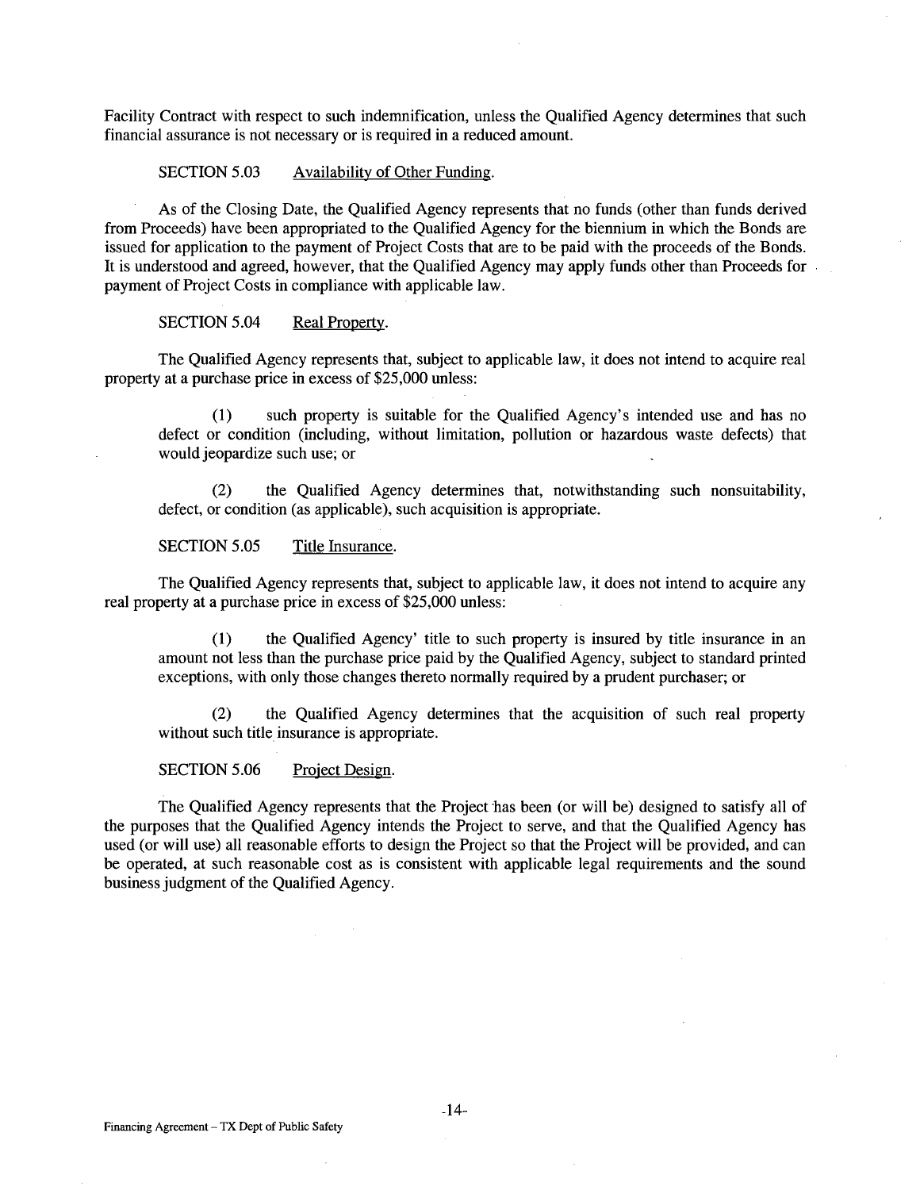Facility Contract with respect to such indemnification, unless the Qualified Agency determines that such financial assurance is not necessary or is required in a reduced amount.

SECTION 5.03 Availability of Other Funding.

As of the Closing Date, the Qualified Agency represents that no funds (other than funds derived from Proceeds) have been appropriated to the Qualified Agency for the biennium in which the Bonds are issued for application to the payment of Project Costs that are to be paid with the proceeds of the Bonds. It is understood and agreed, however, that the Qualified Agency may apply funds other than Proceeds for payment of Project Costs in compliance with applicable law.

SECTION 5.04 Real Property.

The Qualified Agency represents that, subject to applicable law, it does not intend to acquire real property at a purchase price in excess of $25,000 unless:

(1) such property is suitable for the Qualified Agency's intended use and has no defect or condition (including, without limitation, pollution or hazardous waste defects) that would jeopardize such use; or

(2) the Qualified Agency determines that, notwithstanding such nonsuitability, defect, or condition (as applicable), such acquisition is appropriate.

SECTION 5.05 Title Insurance.

The Qualified Agency represents that, subject to applicable law, it does not intend to acquire any real property at a purchase price in excess of $25,000 unless:

(1) the Qualified Agency' title to such property is insured by title insurance in an amount not less than the purchase price paid by the Qualified Agency, subject to standard printed exceptions, with only those changes thereto normally required by a prudent purchaser; or

(2) the Qualified Agency determines that the acquisition of such real property without such title insurance is appropriate.

SECTION 5.06 Project Design.

The Qualified Agency represents that the Project has been (or will be) designed to satisfy all of the purposes that the Qualified Agency intends the Project to serve, and that the Qualified Agency has used (or will use) all reasonable efforts to design the Project so that the Project will be provided, and can be operated, at such reasonable cost as is consistent with applicable legal requirements and the sound business judgment of the Qualified Agency.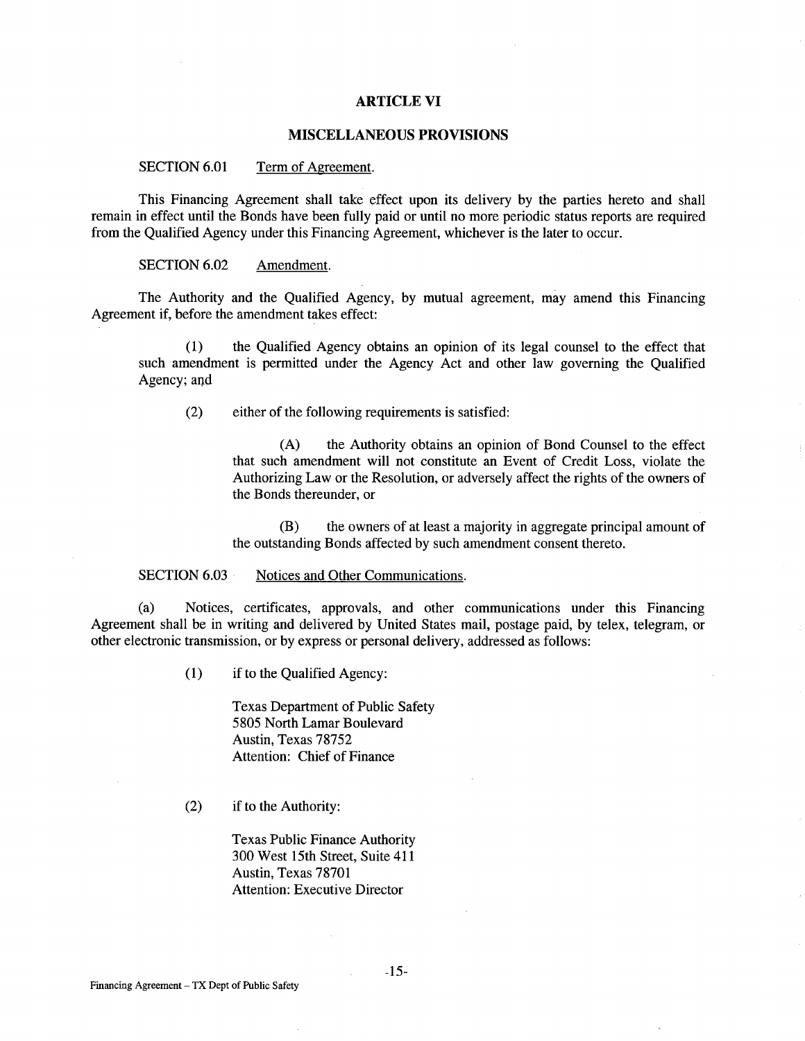# ARTICLE VI

## MISCELLANEOUS PROVISIONS

SECTION 6.01 Term of Agreement.

This Financing Agreement shall take effect upon its delivery by the parties hereto and shall remain in effect until the Bonds have been fully paid or until no more periodic status reports are required from the Qualified Agency under this Financing Agreement, whichever is the later to occur.

SECTION 6.02 Amendment.

The Authority and the Qualified Agency, by mutual agreement, may amend this Financing Agreement if, before the amendment takes effect:

(1) the Qualified Agency obtains an opinion of its legal counsel to the effect that such amendment is permitted under the Agency Act and other law governing the Qualified Agency; and

(2) either of the following requirements is satisfied:

(A) the Authority obtains an opinion of Bond Counsel to the effect that such amendment will not constitute an Event of Credit Loss, violate the Authorizing Law or the Resolution, or adversely affect the rights of the owners of the Bonds thereunder, or

(B) the owners of at least a majority in aggregate principal amount of the outstanding Bonds affected by such amendment consent thereto.

SECTION 6.03 Notices and Other Communications.

(a) Notices, certificates, approvals, and other communications under this Financing Agreement shall be in writing and delivered by United States mail, postage paid, by telex, telegram, or other electronic transmission, or by express or personal delivery, addressed as follows:

(1) if to the Qualified Agency:

Texas Department of Public Safety
5805 North Lamar Boulevard
Austin, Texas 78752
Attention: Chief of Finance

(2) if to the Authority:

Texas Public Finance Authority
300 West 15th Street, Suite 411
Austin, Texas 78701
Attention: Executive Director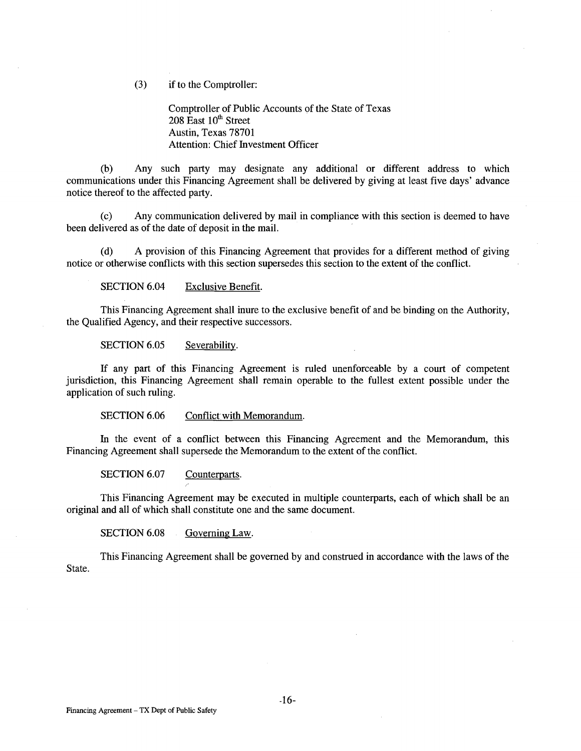(3) if to the Comptroller:

Comptroller of Public Accounts of the State of Texas
208 East 10th Street
Austin, Texas 78701
Attention: Chief Investment Officer

(b) Any such party may designate any additional or different address to which communications under this Financing Agreement shall be delivered by giving at least five days' advance notice thereof to the affected party.

(c) Any communication delivered by mail in compliance with this section is deemed to have been delivered as of the date of deposit in the mail.

(d) A provision of this Financing Agreement that provides for a different method of giving notice or otherwise conflicts with this section supersedes this section to the extent of the conflict.

SECTION 6.04 Exclusive Benefit.

This Financing Agreement shall inure to the exclusive benefit of and be binding on the Authority, the Qualified Agency, and their respective successors.

SECTION 6.05 Severability.

If any part of this Financing Agreement is ruled unenforceable by a court of competent jurisdiction, this Financing Agreement shall remain operable to the fullest extent possible under the application of such ruling.

SECTION 6.06 Conflict with Memorandum.

In the event of a conflict between this Financing Agreement and the Memorandum, this Financing Agreement shall supersede the Memorandum to the extent of the conflict.

SECTION 6.07 Counterparts.

This Financing Agreement may be executed in multiple counterparts, each of which shall be an original and all of which shall constitute one and the same document.

SECTION 6.08 Governing Law.

This Financing Agreement shall be governed by and construed in accordance with the laws of the State.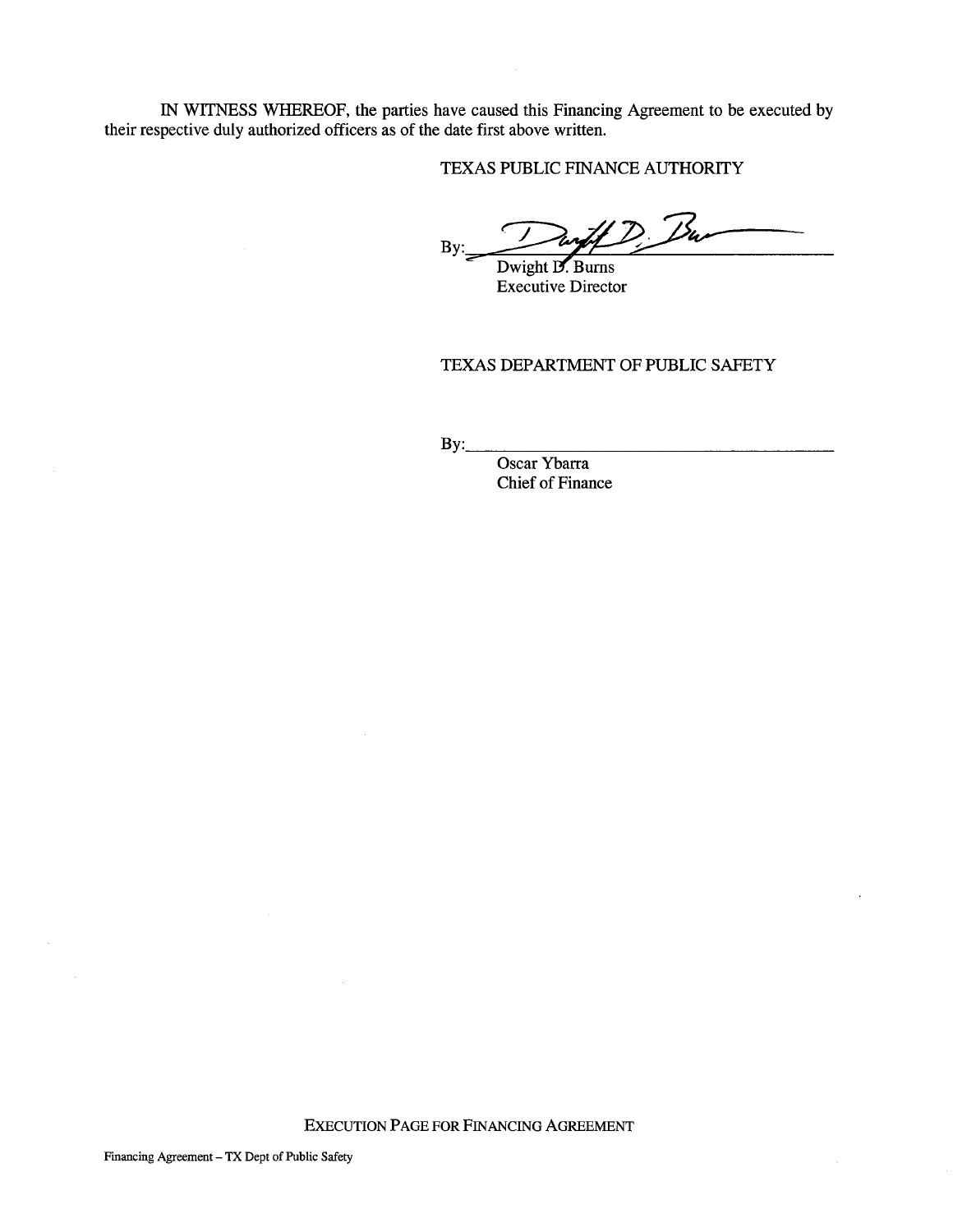IN WITNESS WHEREOF, the parties have caused this Financing Agreement to be executed by their respective duly authorized officers as of the date first above written.

TEXAS PUBLIC FINANCE AUTHORITY

By: ______________________________
Dwight D. Burns
Executive Director

TEXAS DEPARTMENT OF PUBLIC SAFETY

By: ______________________________
Oscar Ybarra
Chief of Finance

EXECUTION PAGE FOR FINANCING AGREEMENT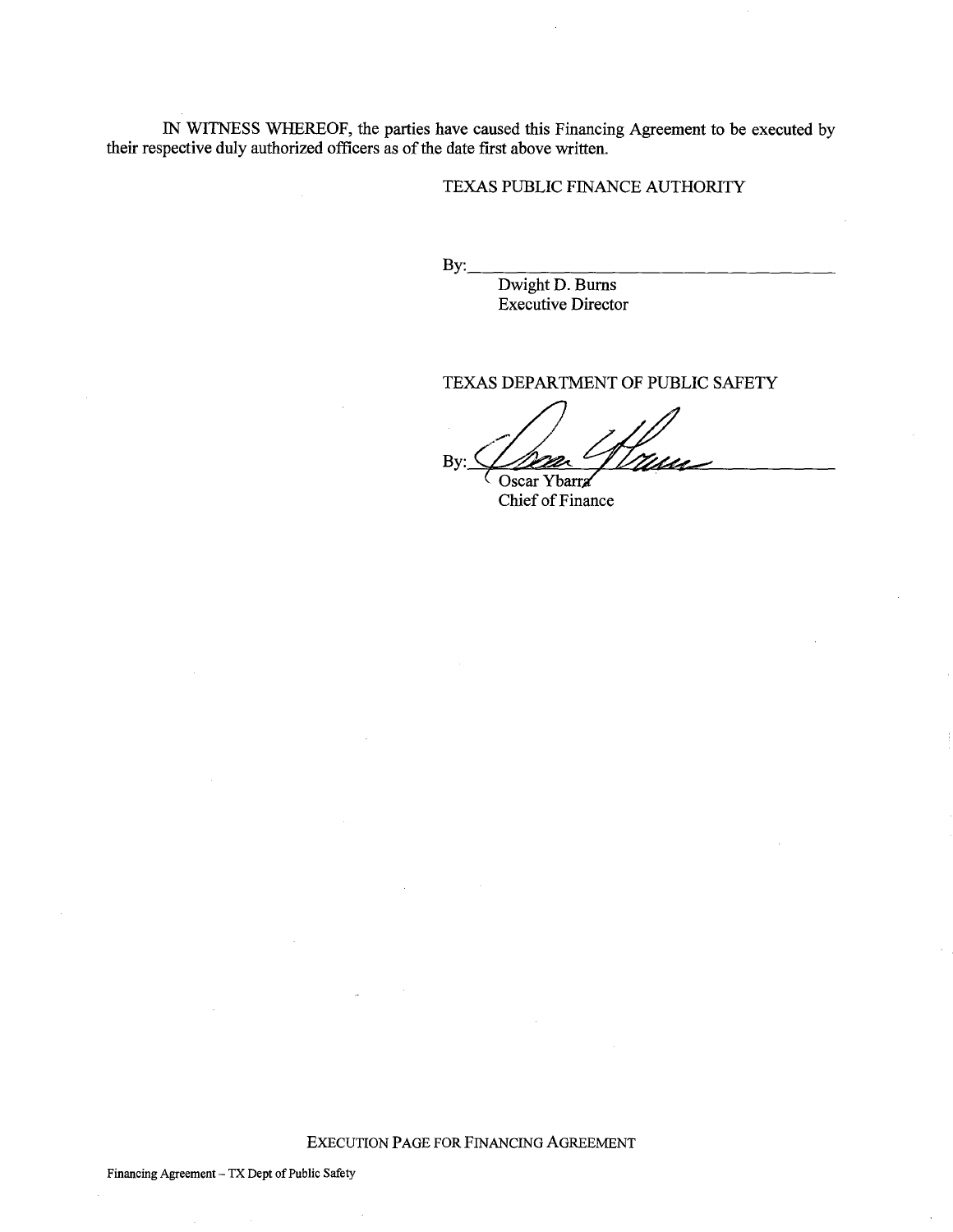IN WITNESS WHEREOF, the parties have caused this Financing Agreement to be executed by their respective duly authorized officers as of the date first above written.

TEXAS PUBLIC FINANCE AUTHORITY

By:\_\_\_\_\_\_\_\_\_\_\_\_\_\_\_\_\_\_\_\_\_\_\_\_\_\_\_\_\_\_\_\_\_\_\_\_\_\_
Dwight D. Burns
Executive Director

TEXAS DEPARTMENT OF PUBLIC SAFETY

By:\_\_\_\_\_\_\_\_\_\_\_\_\_\_\_\_\_\_\_\_\_\_\_\_\_\_\_\_\_\_\_\_\_\_\_\_\_\_
Oscar Ybarra
Chief of Finance

EXECUTION PAGE FOR FINANCING AGREEMENT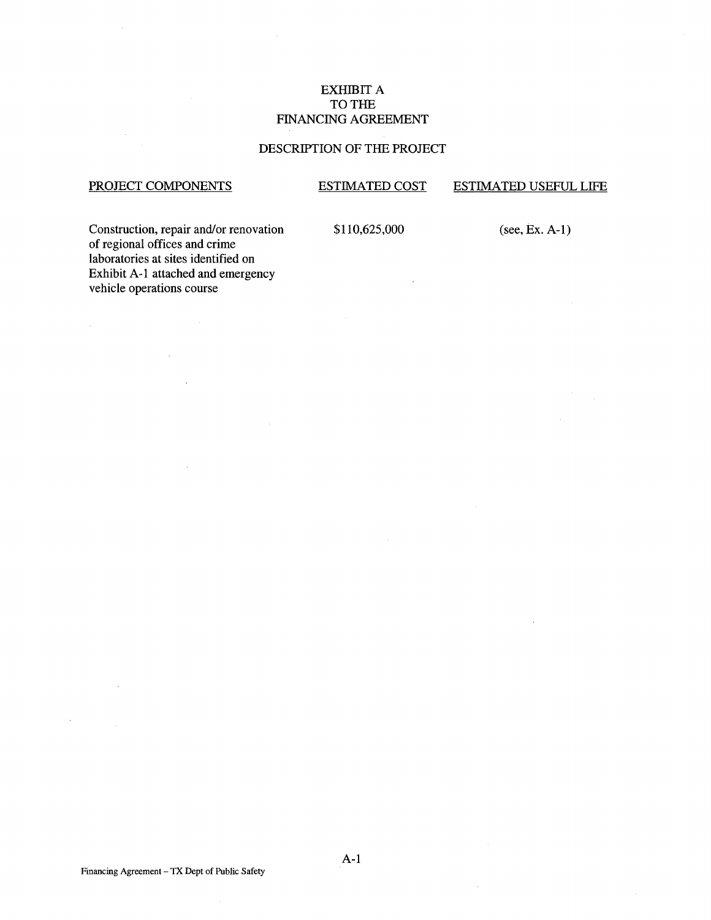# EXHIBIT A
# TO THE
# FINANCING AGREEMENT

## DESCRIPTION OF THE PROJECT

| PROJECT COMPONENTS | ESTIMATED COST | ESTIMATED USEFUL LIFE |
|---|---|---|
| Construction, repair and/or renovation of regional offices and crime laboratories at sites identified on Exhibit A-1 attached and emergency vehicle operations course | $110,625,000 | (see, Ex. A-1) |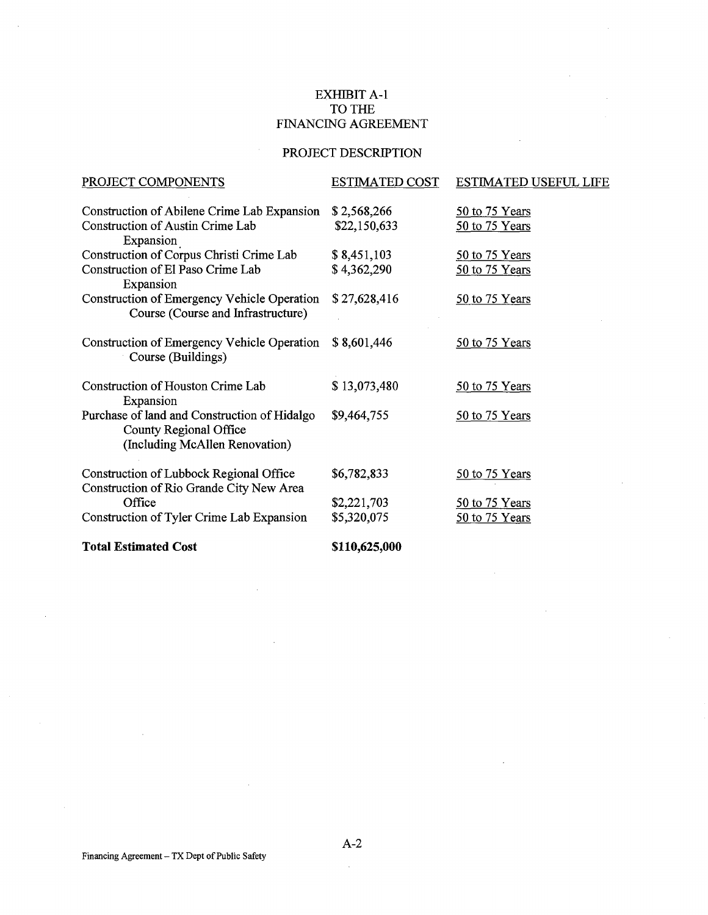# EXHIBIT A-1
# TO THE
# FINANCING AGREEMENT

## PROJECT DESCRIPTION

| PROJECT COMPONENTS | ESTIMATED COST | ESTIMATED USEFUL LIFE |
|---|---|---|
| Construction of Abilene Crime Lab Expansion | $ 2,568,266 | 50 to 75 Years |
| Construction of Austin Crime Lab Expansion | $22,150,633 | 50 to 75 Years |
| Construction of Corpus Christi Crime Lab | $ 8,451,103 | 50 to 75 Years |
| Construction of El Paso Crime Lab Expansion | $ 4,362,290 | 50 to 75 Years |
| Construction of Emergency Vehicle Operation Course (Course and Infrastructure) | $ 27,628,416 | 50 to 75 Years |
| Construction of Emergency Vehicle Operation Course (Buildings) | $ 8,601,446 | 50 to 75 Years |
| Construction of Houston Crime Lab Expansion | $ 13,073,480 | 50 to 75 Years |
| Purchase of land and Construction of Hidalgo County Regional Office (Including McAllen Renovation) | $9,464,755 | 50 to 75 Years |
| Construction of Lubbock Regional Office | $6,782,833 | 50 to 75 Years |
| Construction of Rio Grande City New Area Office | $2,221,703 | 50 to 75 Years |
| Construction of Tyler Crime Lab Expansion | $5,320,075 | 50 to 75 Years |
| **Total Estimated Cost** | **$110,625,000** | |

A-2

Financing Agreement – TX Dept of Public Safety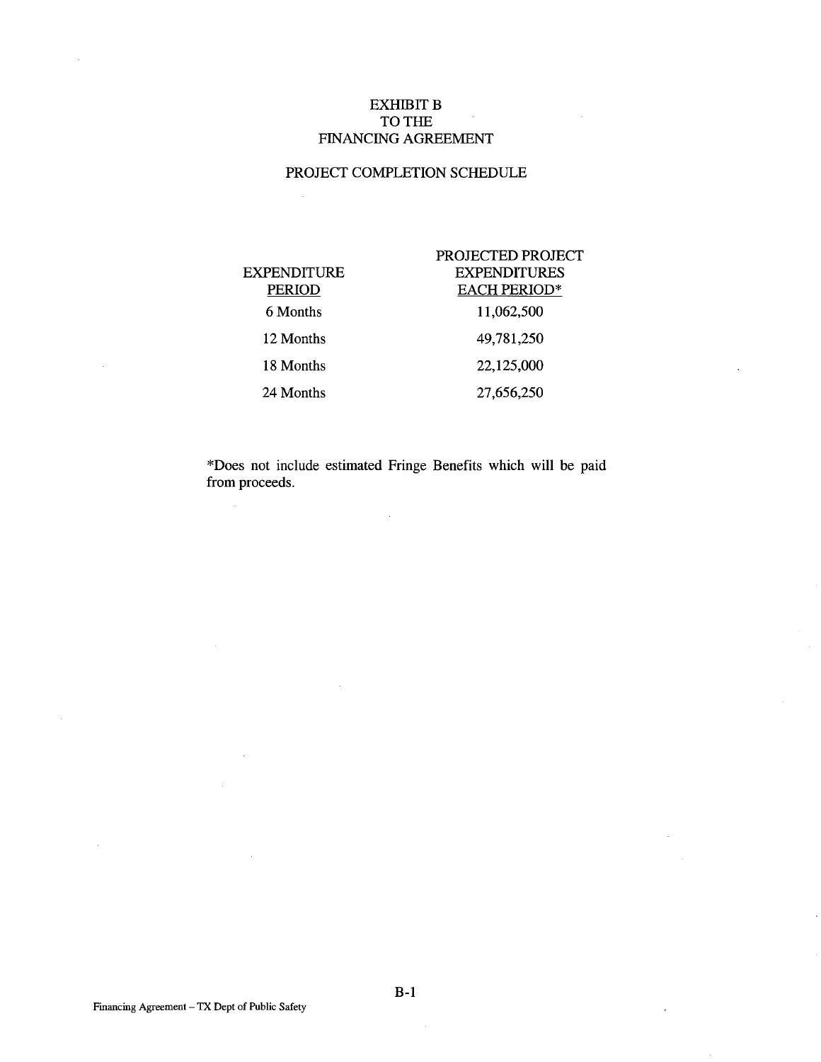# EXHIBIT B
# TO THE
# FINANCING AGREEMENT

## PROJECT COMPLETION SCHEDULE

| EXPENDITURE PERIOD | PROJECTED PROJECT EXPENDITURES EACH PERIOD* |
|---|---|
| 6 Months | 11,062,500 |
| 12 Months | 49,781,250 |
| 18 Months | 22,125,000 |
| 24 Months | 27,656,250 |

*Does not include estimated Fringe Benefits which will be paid from proceeds.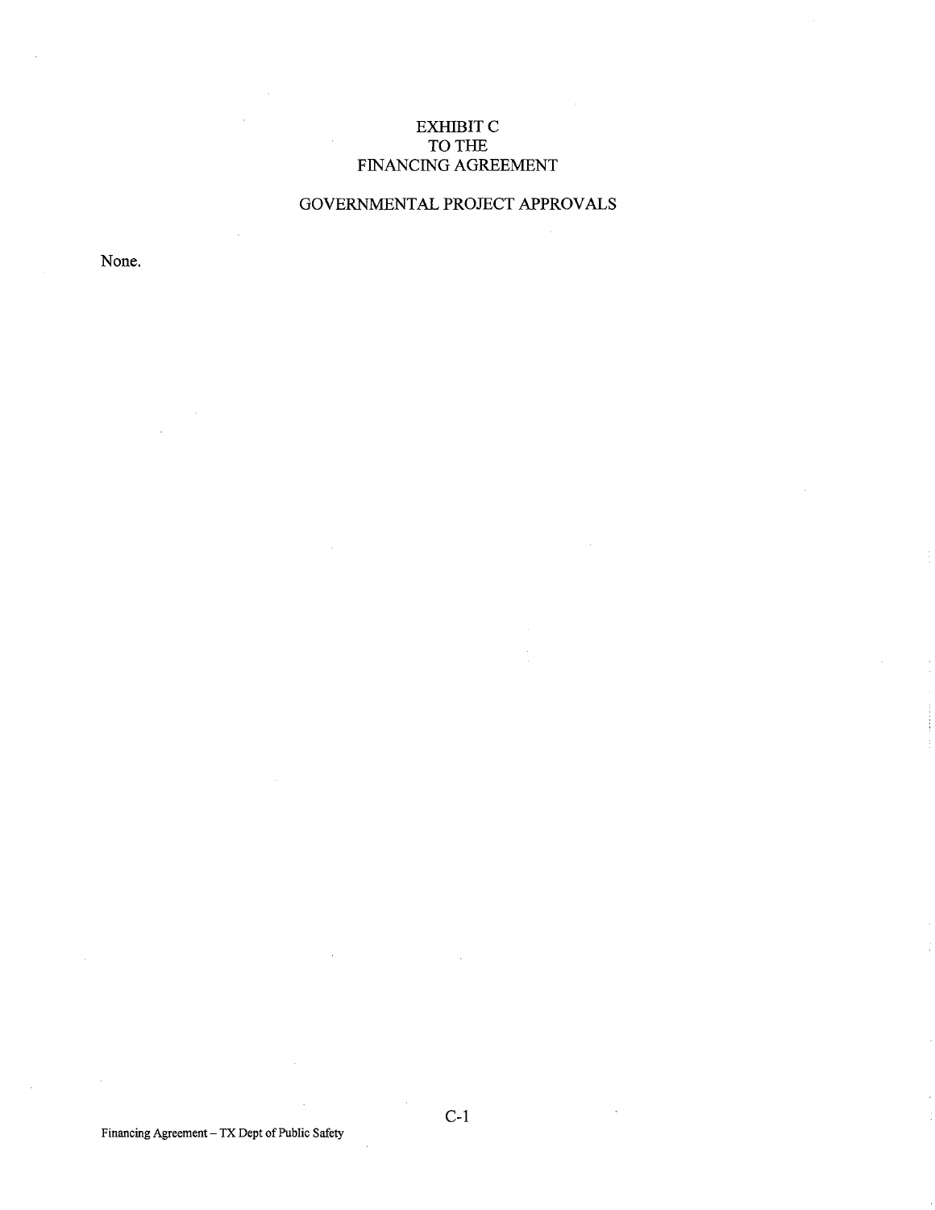# EXHIBIT C
# TO THE
# FINANCING AGREEMENT

## GOVERNMENTAL PROJECT APPROVALS

None.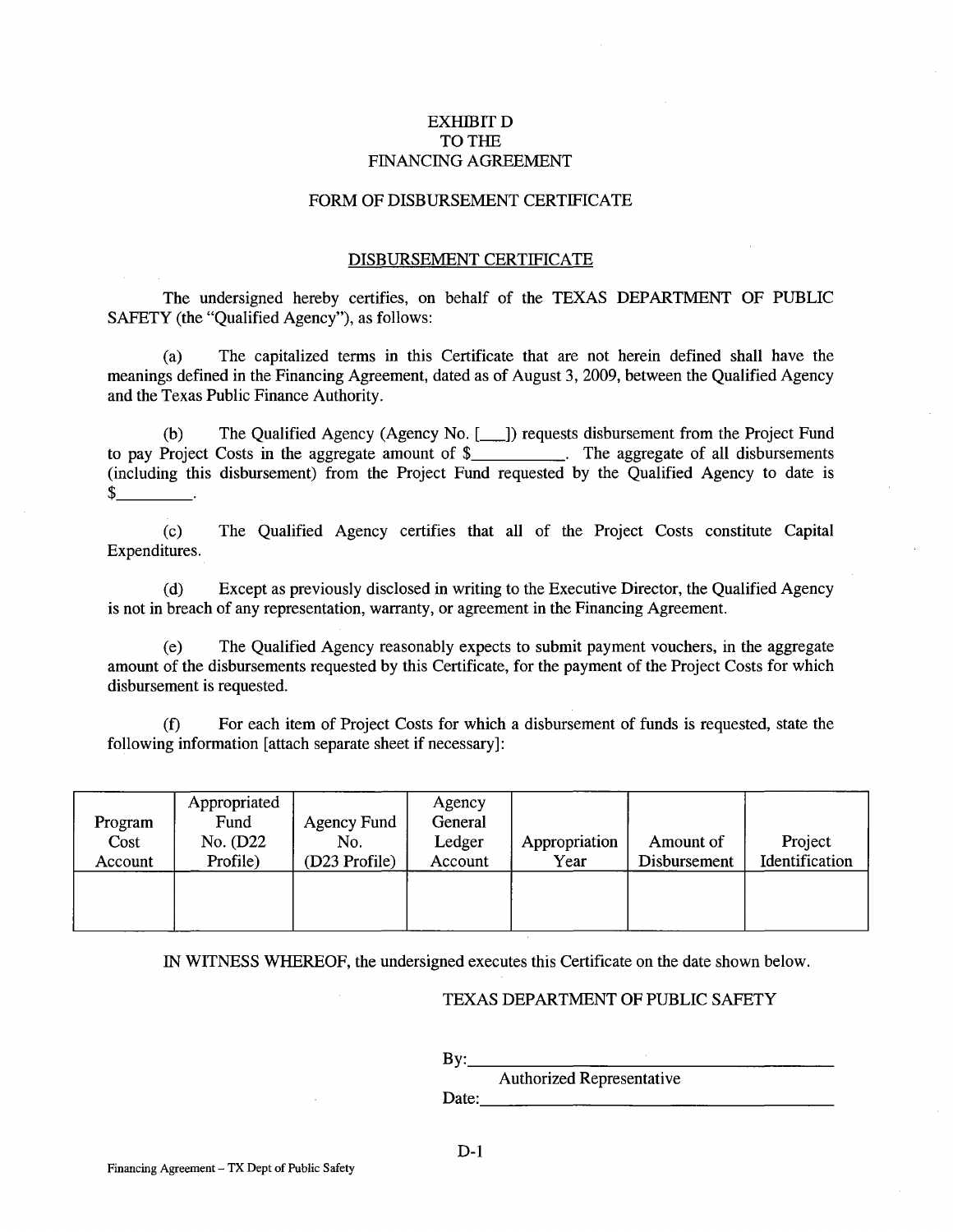# EXHIBIT D
# TO THE
# FINANCING AGREEMENT

## FORM OF DISBURSEMENT CERTIFICATE

### DISBURSEMENT CERTIFICATE

The undersigned hereby certifies, on behalf of the TEXAS DEPARTMENT OF PUBLIC SAFETY (the "Qualified Agency"), as follows:

(a) The capitalized terms in this Certificate that are not herein defined shall have the meanings defined in the Financing Agreement, dated as of August 3, 2009, between the Qualified Agency and the Texas Public Finance Authority.

(b) The Qualified Agency (Agency No. [___]) requests disbursement from the Project Fund to pay Project Costs in the aggregate amount of $__________. The aggregate of all disbursements (including this disbursement) from the Project Fund requested by the Qualified Agency to date is $_________.

(c) The Qualified Agency certifies that all of the Project Costs constitute Capital Expenditures.

(d) Except as previously disclosed in writing to the Executive Director, the Qualified Agency is not in breach of any representation, warranty, or agreement in the Financing Agreement.

(e) The Qualified Agency reasonably expects to submit payment vouchers, in the aggregate amount of the disbursements requested by this Certificate, for the payment of the Project Costs for which disbursement is requested.

(f) For each item of Project Costs for which a disbursement of funds is requested, state the following information [attach separate sheet if necessary]:

| Program Cost Account | Appropriated Fund No. (D22 Profile) | Agency Fund No. (D23 Profile) | Agency General Ledger Account | Appropriation Year | Amount of Disbursement | Project Identification |
|---|---|---|---|---|---|---|
| | | | | | | |

IN WITNESS WHEREOF, the undersigned executes this Certificate on the date shown below.

TEXAS DEPARTMENT OF PUBLIC SAFETY

By:________________________________________
Authorized Representative

Date:_______________________________________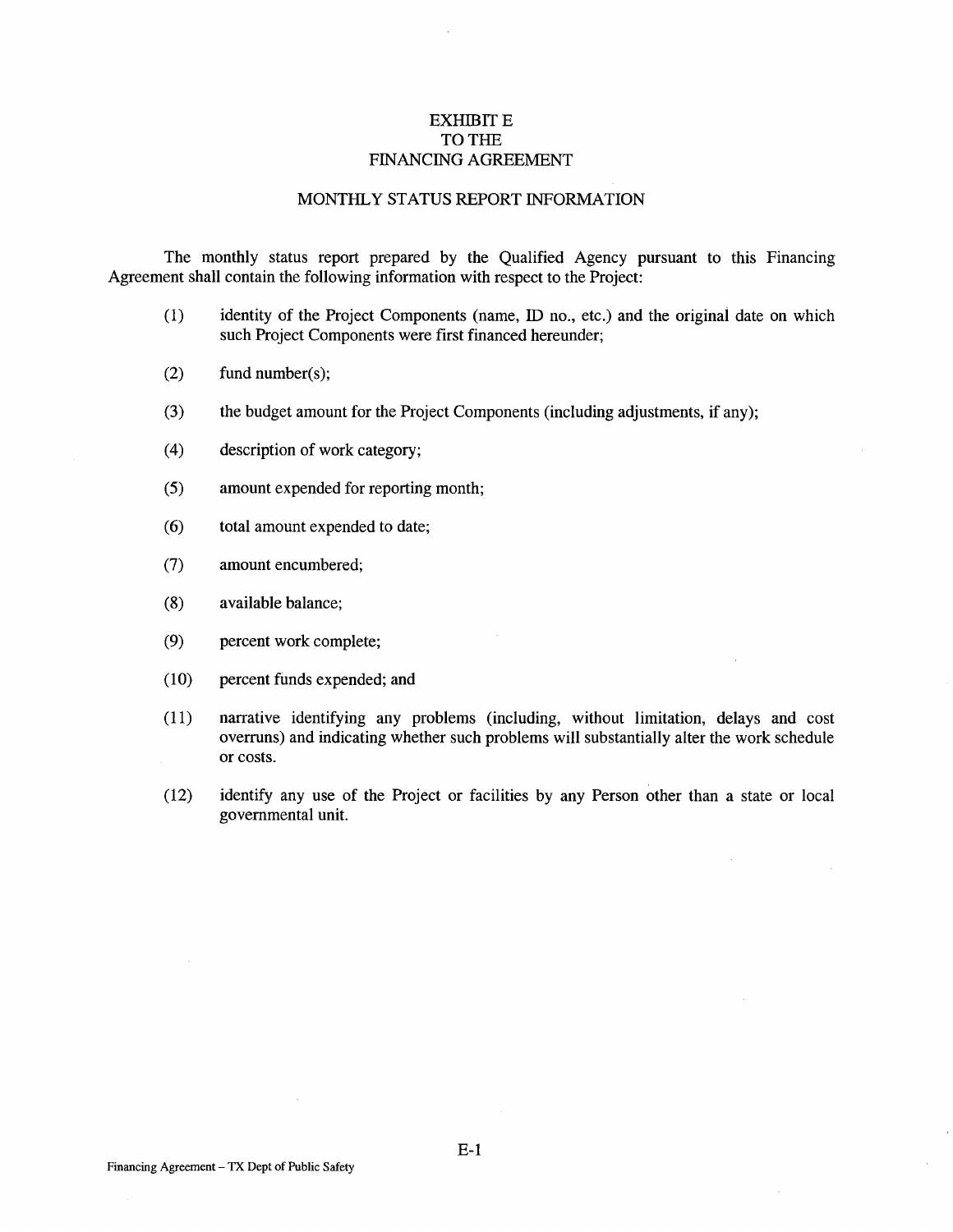# EXHIBIT E
# TO THE
# FINANCING AGREEMENT

## MONTHLY STATUS REPORT INFORMATION

The monthly status report prepared by the Qualified Agency pursuant to this Financing Agreement shall contain the following information with respect to the Project:

(1) identity of the Project Components (name, ID no., etc.) and the original date on which such Project Components were first financed hereunder;

(2) fund number(s);

(3) the budget amount for the Project Components (including adjustments, if any);

(4) description of work category;

(5) amount expended for reporting month;

(6) total amount expended to date;

(7) amount encumbered;

(8) available balance;

(9) percent work complete;

(10) percent funds expended; and

(11) narrative identifying any problems (including, without limitation, delays and cost overruns) and indicating whether such problems will substantially alter the work schedule or costs.

(12) identify any use of the Project or facilities by any Person other than a state or local governmental unit.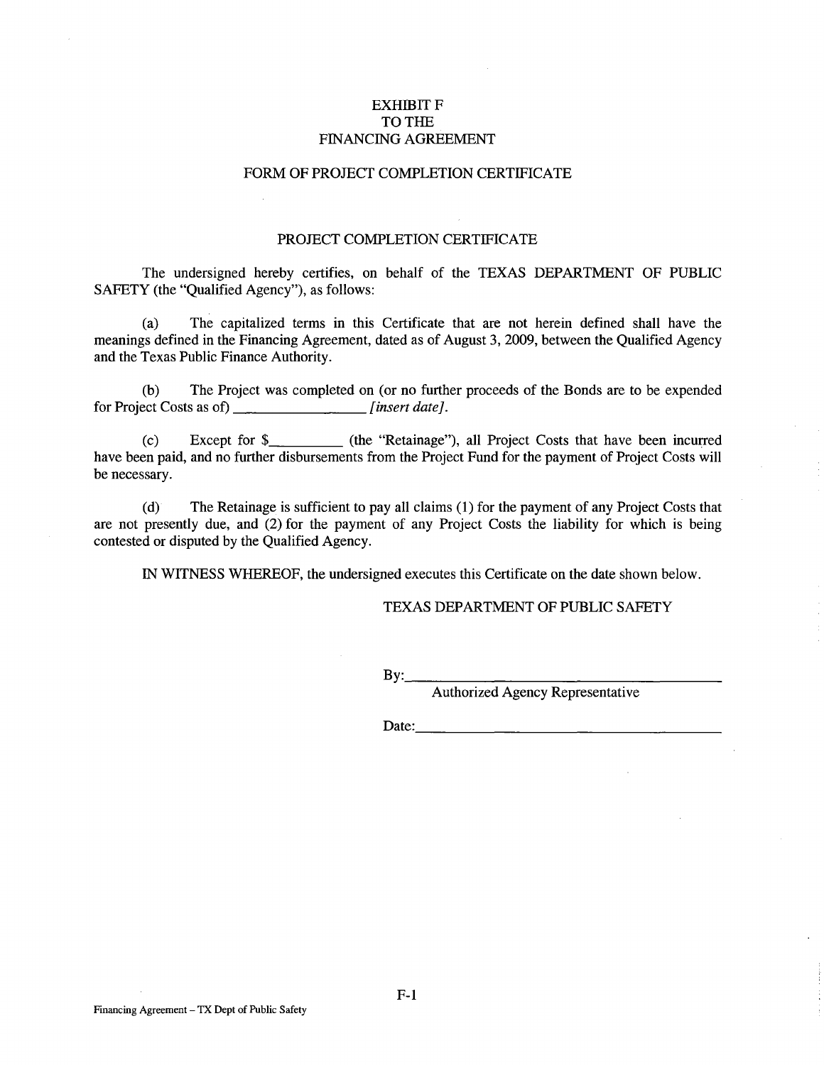EXHIBIT F
TO THE
FINANCING AGREEMENT

FORM OF PROJECT COMPLETION CERTIFICATE

PROJECT COMPLETION CERTIFICATE

The undersigned hereby certifies, on behalf of the TEXAS DEPARTMENT OF PUBLIC SAFETY (the "Qualified Agency"), as follows:

(a) The capitalized terms in this Certificate that are not herein defined shall have the meanings defined in the Financing Agreement, dated as of August 3, 2009, between the Qualified Agency and the Texas Public Finance Authority.

(b) The Project was completed on (or no further proceeds of the Bonds are to be expended for Project Costs as of) ________________ *[insert date]*.

(c) Except for $__________ (the "Retainage"), all Project Costs that have been incurred have been paid, and no further disbursements from the Project Fund for the payment of Project Costs will be necessary.

(d) The Retainage is sufficient to pay all claims (1) for the payment of any Project Costs that are not presently due, and (2) for the payment of any Project Costs the liability for which is being contested or disputed by the Qualified Agency.

IN WITNESS WHEREOF, the undersigned executes this Certificate on the date shown below.

TEXAS DEPARTMENT OF PUBLIC SAFETY

By:_________________________________________
Authorized Agency Representative

Date:_______________________________________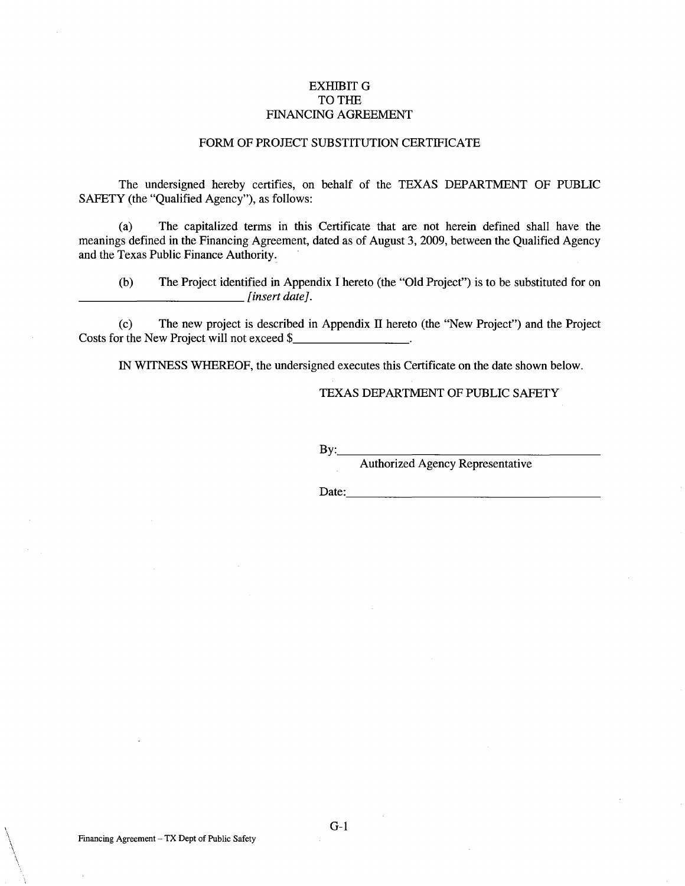# EXHIBIT G
# TO THE
# FINANCING AGREEMENT

## FORM OF PROJECT SUBSTITUTION CERTIFICATE

The undersigned hereby certifies, on behalf of the TEXAS DEPARTMENT OF PUBLIC SAFETY (the "Qualified Agency"), as follows:

(a) The capitalized terms in this Certificate that are not herein defined shall have the meanings defined in the Financing Agreement, dated as of August 3, 2009, between the Qualified Agency and the Texas Public Finance Authority.

(b) The Project identified in Appendix I hereto (the "Old Project") is to be substituted for on ____________________________ *[insert date]*.

(c) The new project is described in Appendix II hereto (the "New Project") and the Project Costs for the New Project will not exceed $____________________.

IN WITNESS WHEREOF, the undersigned executes this Certificate on the date shown below.

TEXAS DEPARTMENT OF PUBLIC SAFETY

By:________________________________________
Authorized Agency Representative

Date:______________________________________